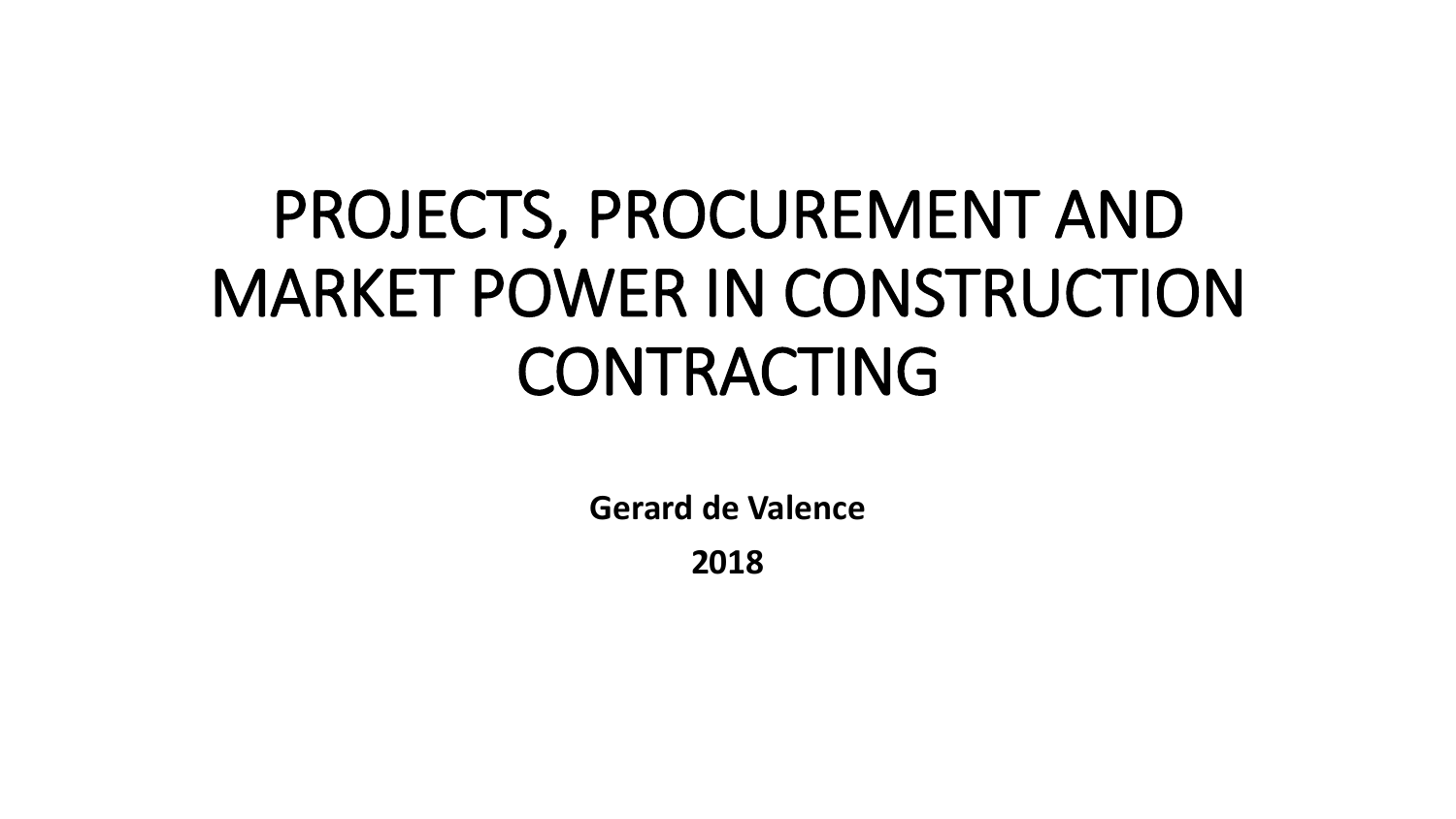# PROJECTS, PROCUREMENT AND MARKET POWER IN CONSTRUCTION CONTRACTING

**Gerard de Valence**

**2018**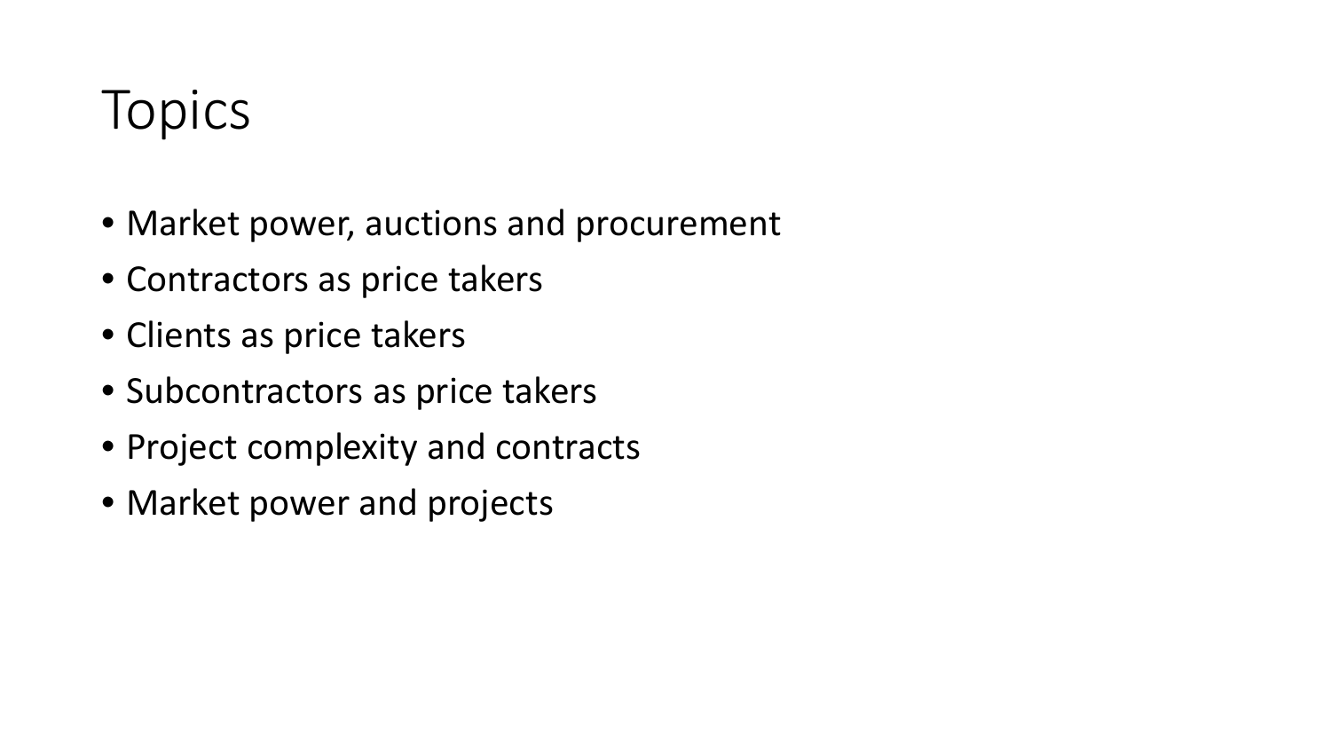# Topics

- Market power, auctions and procurement
- Contractors as price takers
- Clients as price takers
- Subcontractors as price takers
- Project complexity and contracts
- Market power and projects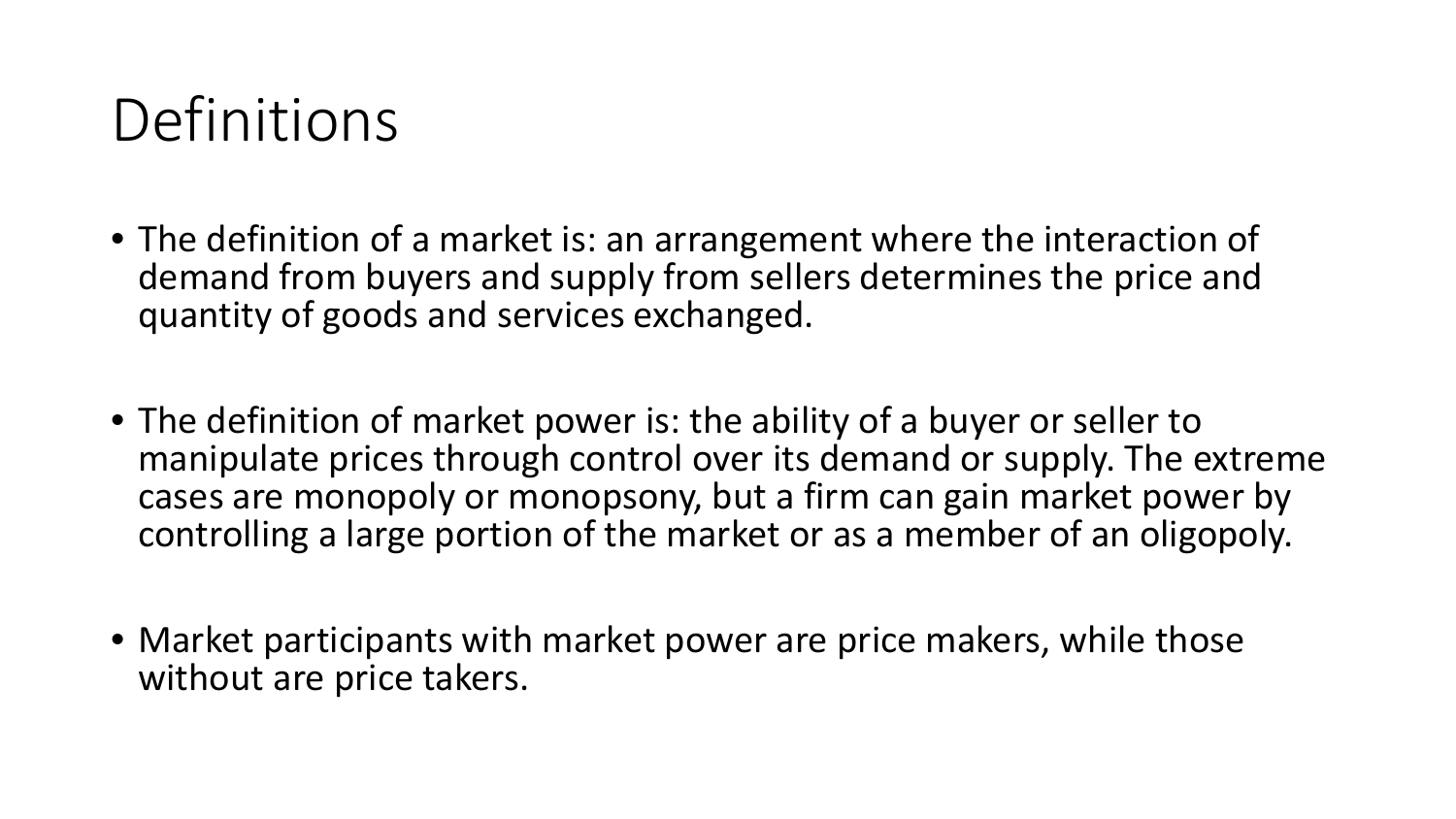# Definitions

- The definition of a market is: an arrangement where the interaction of demand from buyers and supply from sellers determines the price and quantity of goods and services exchanged.
- The definition of market power is: the ability of a buyer or seller to manipulate prices through control over its demand or supply. The extreme cases are monopoly or monopsony, but a firm can gain market power by controlling a large portion of the market or as a member of an oligopoly.
- Market participants with market power are price makers, while those without are price takers.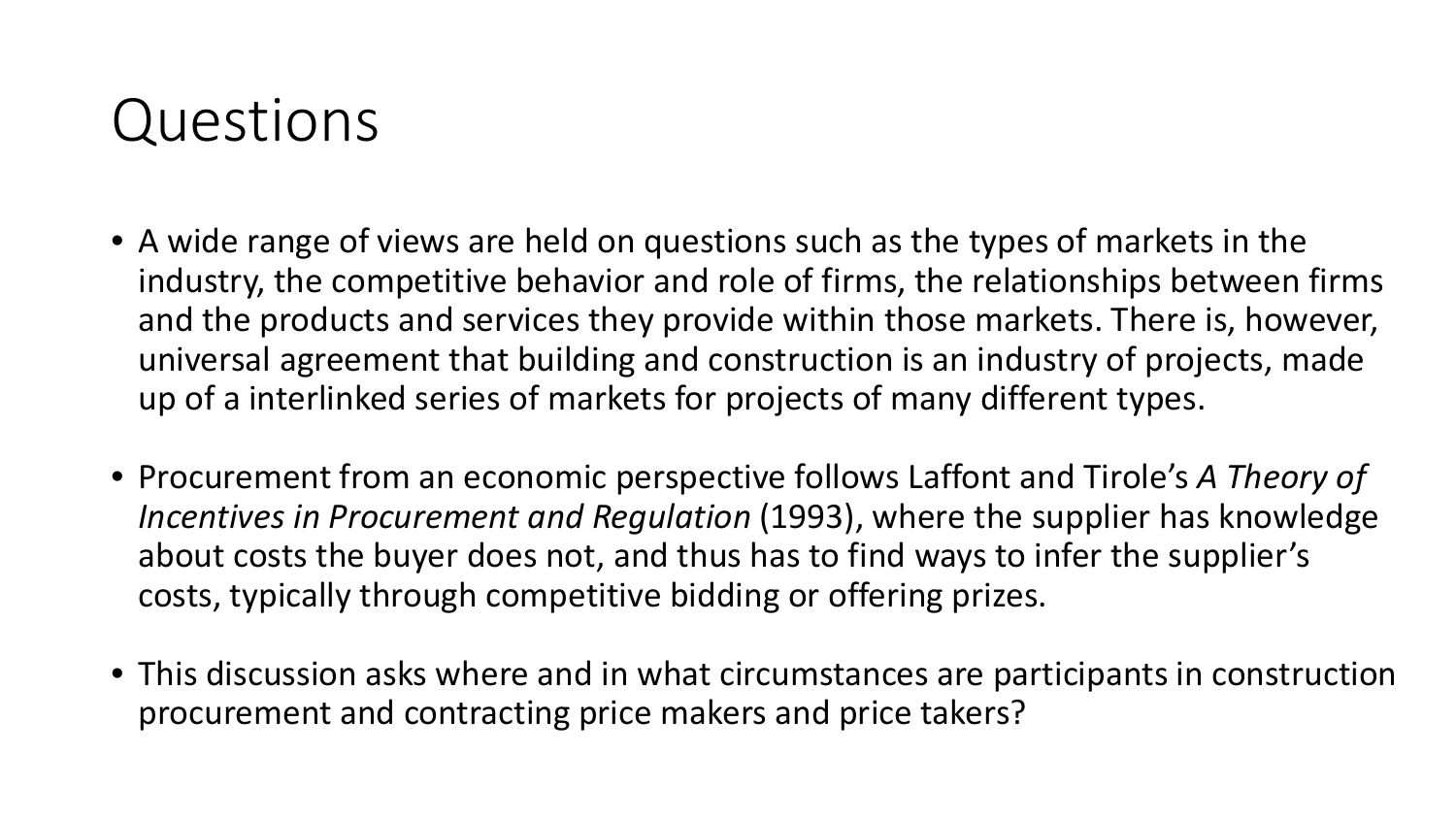# Questions

- A wide range of views are held on questions such as the types of markets in the industry, the competitive behavior and role of firms, the relationships between firms and the products and services they provide within those markets. There is, however, universal agreement that building and construction is an industry of projects, made up of a interlinked series of markets for projects of many different types.
- Procurement from an economic perspective follows Laffont and Tirole's *A Theory of Incentives in Procurement and Regulation* (1993), where the supplier has knowledge about costs the buyer does not, and thus has to find ways to infer the supplier's costs, typically through competitive bidding or offering prizes.
- This discussion asks where and in what circumstances are participants in construction procurement and contracting price makers and price takers?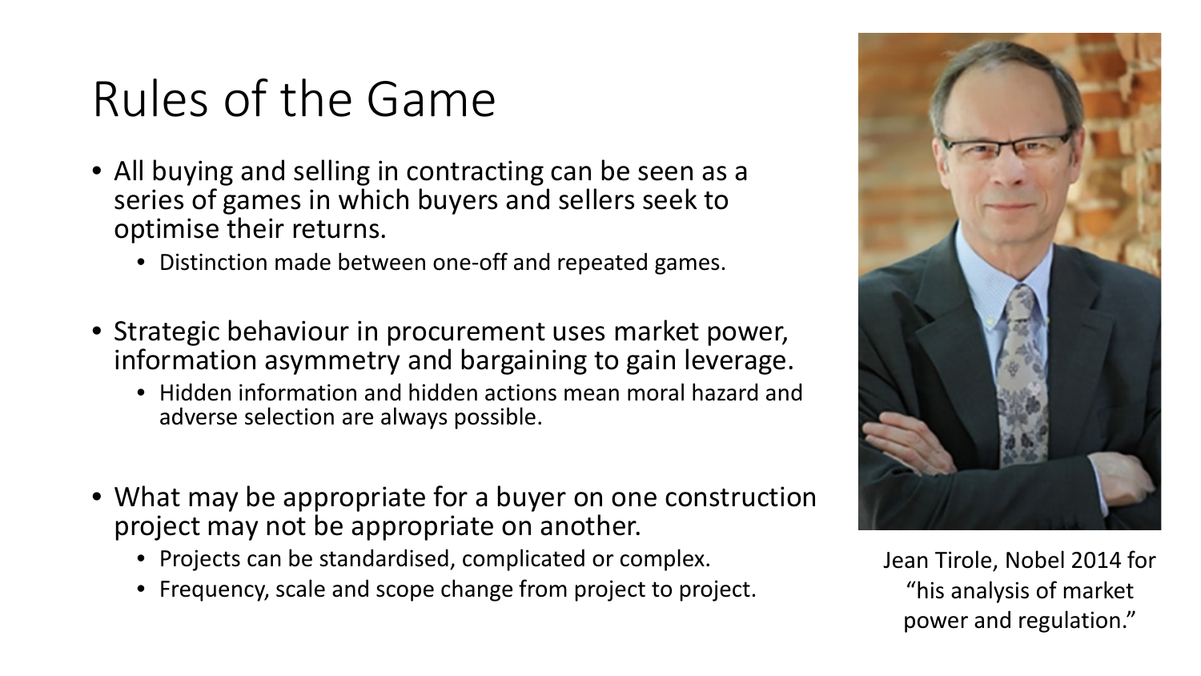# Rules of the Game

- All buying and selling in contracting can be seen as a series of games in which buyers and sellers seek to optimise their returns.
  - Distinction made between one-off and repeated games.
- Strategic behaviour in procurement uses market power, information asymmetry and bargaining to gain leverage.
  - Hidden information and hidden actions mean moral hazard and adverse selection are always possible.
- What may be appropriate for a buyer on one construction project may not be appropriate on another.
  - Projects can be standardised, complicated or complex.
  - Frequency, scale and scope change from project to project.

Jean Tirole, Nobel 2014 for "his analysis of market power and regulation."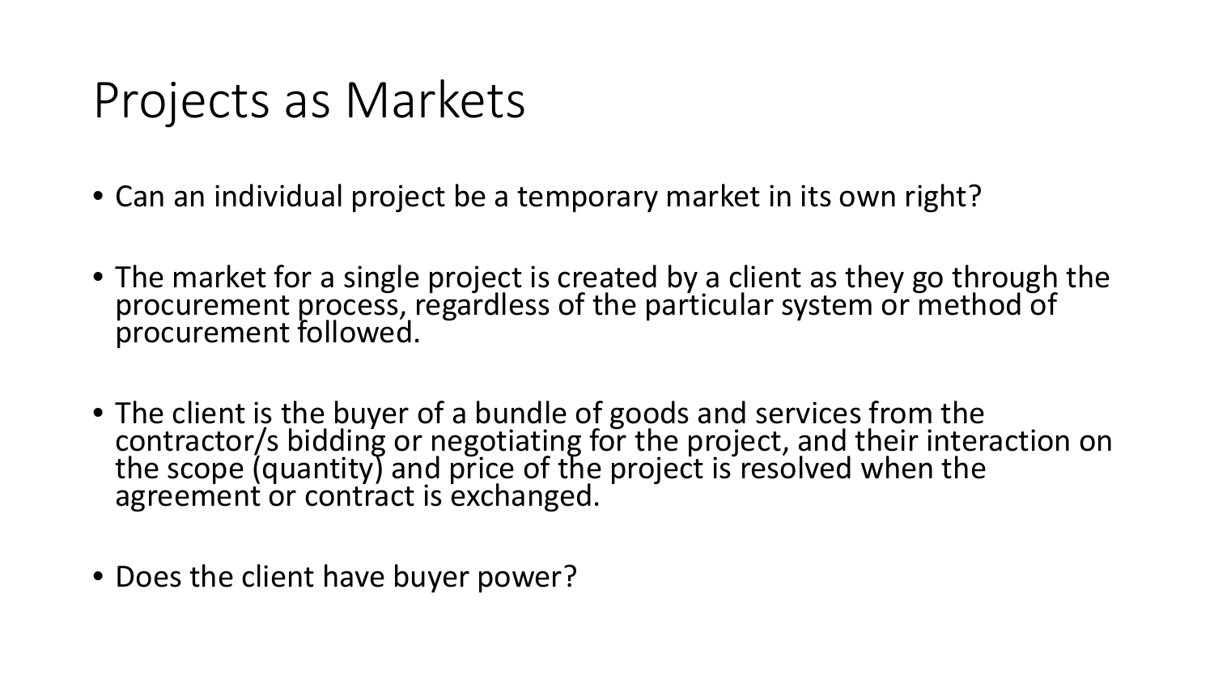# Projects as Markets

- Can an individual project be a temporary market in its own right?
- The market for a single project is created by a client as they go through the procurement process, regardless of the particular system or method of procurement followed.
- The client is the buyer of a bundle of goods and services from the contractor/s bidding or negotiating for the project, and their interaction on the scope (quantity) and price of the project is resolved when the agreement or contract is exchanged.
- Does the client have buyer power?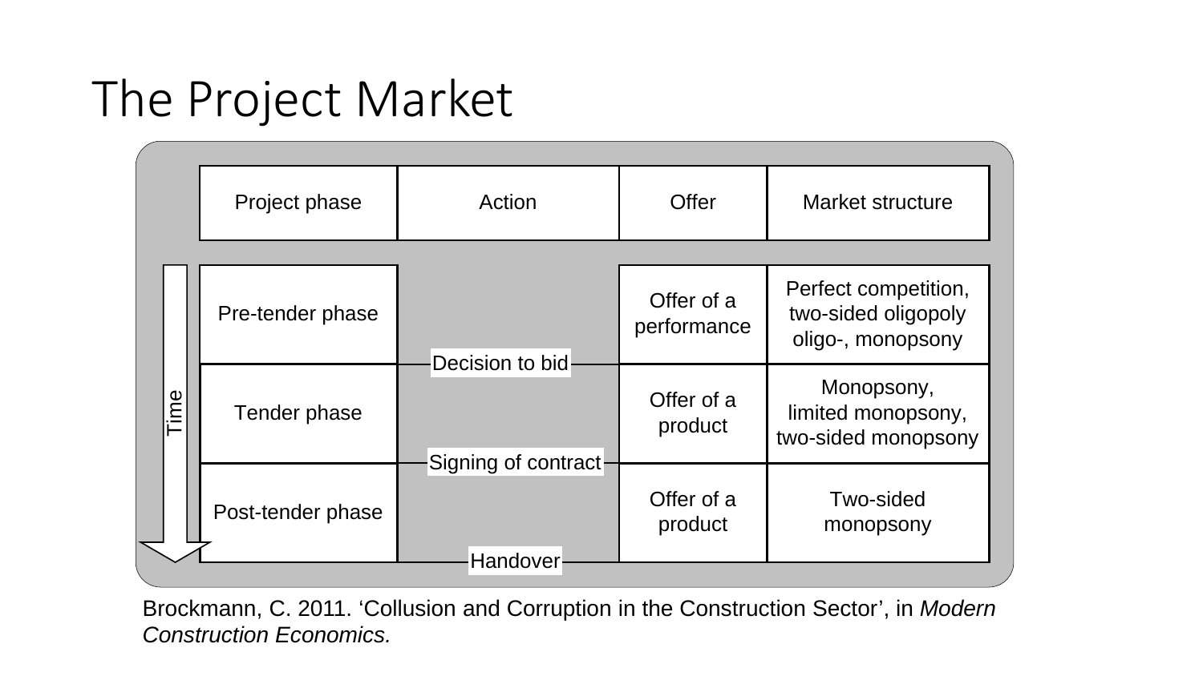# The Project Market

| Project phase | Action | Offer | Market structure |
|---|---|---|---|
| Pre-tender phase | | Offer of a performance | Perfect competition, two-sided oligopoly oligo-, monopsony |
| | Decision to bid | | |
| Tender phase | | Offer of a product | Monopsony, limited monopsony, two-sided monopsony |
| | Signing of contract | | |
| Post-tender phase | | Offer of a product | Two-sided monopsony |
| | Handover | | |

Time

Brockmann, C. 2011. 'Collusion and Corruption in the Construction Sector', in *Modern Construction Economics.*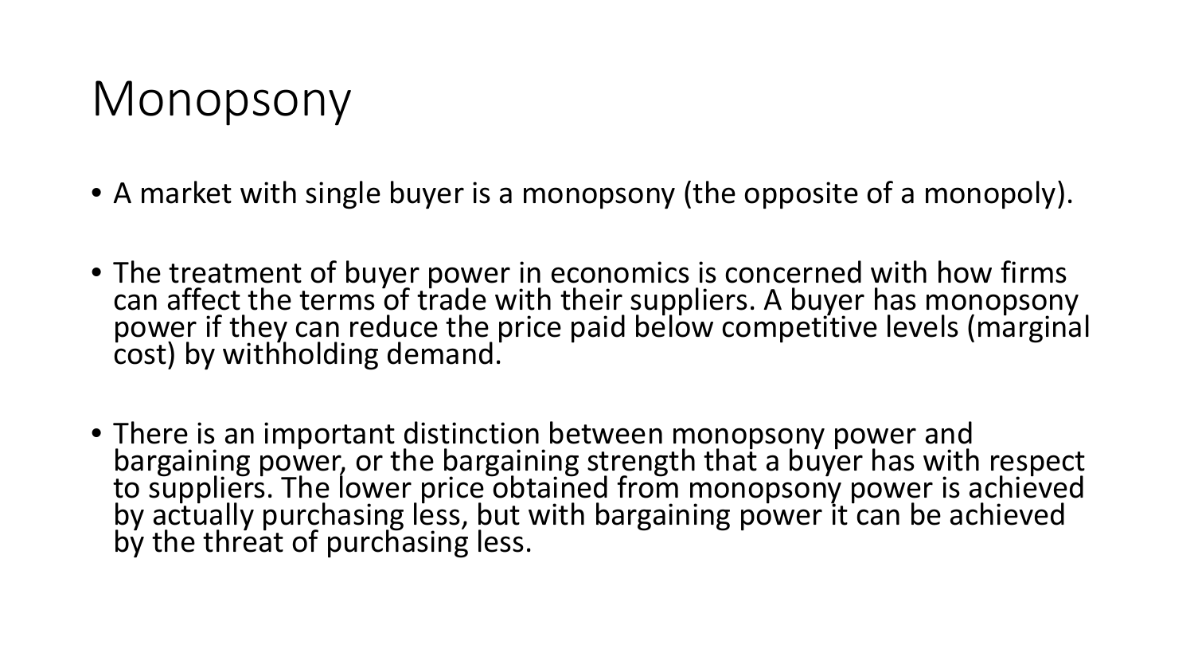# Monopsony

- A market with single buyer is a monopsony (the opposite of a monopoly).
- The treatment of buyer power in economics is concerned with how firms can affect the terms of trade with their suppliers. A buyer has monopsony power if they can reduce the price paid below competitive levels (marginal cost) by withholding demand.
- There is an important distinction between monopsony power and bargaining power, or the bargaining strength that a buyer has with respect to suppliers. The lower price obtained from monopsony power is achieved by actually purchasing less, but with bargaining power it can be achieved by the threat of purchasing less.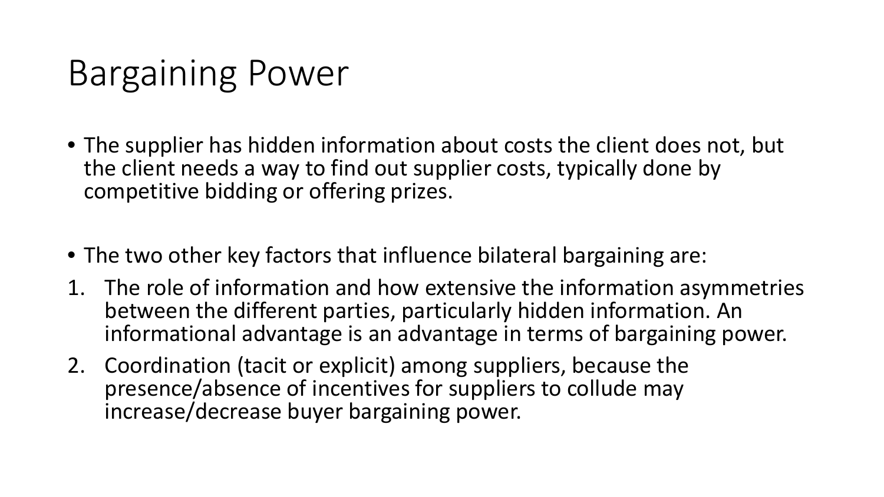# Bargaining Power

- The supplier has hidden information about costs the client does not, but the client needs a way to find out supplier costs, typically done by competitive bidding or offering prizes.

- The two other key factors that influence bilateral bargaining are:

1. The role of information and how extensive the information asymmetries between the different parties, particularly hidden information. An informational advantage is an advantage in terms of bargaining power.
2. Coordination (tacit or explicit) among suppliers, because the presence/absence of incentives for suppliers to collude may increase/decrease buyer bargaining power.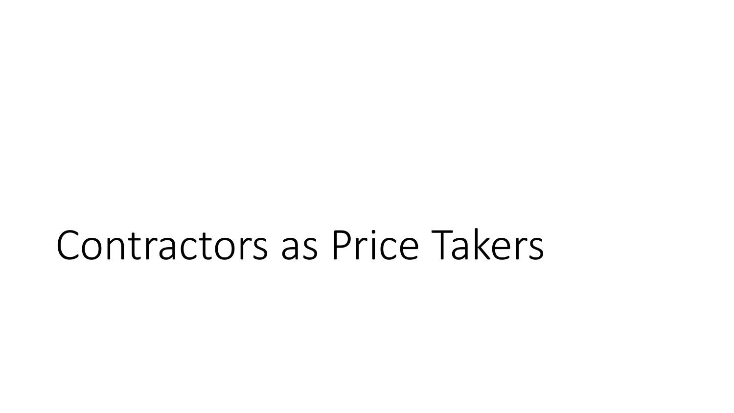# Contractors as Price Takers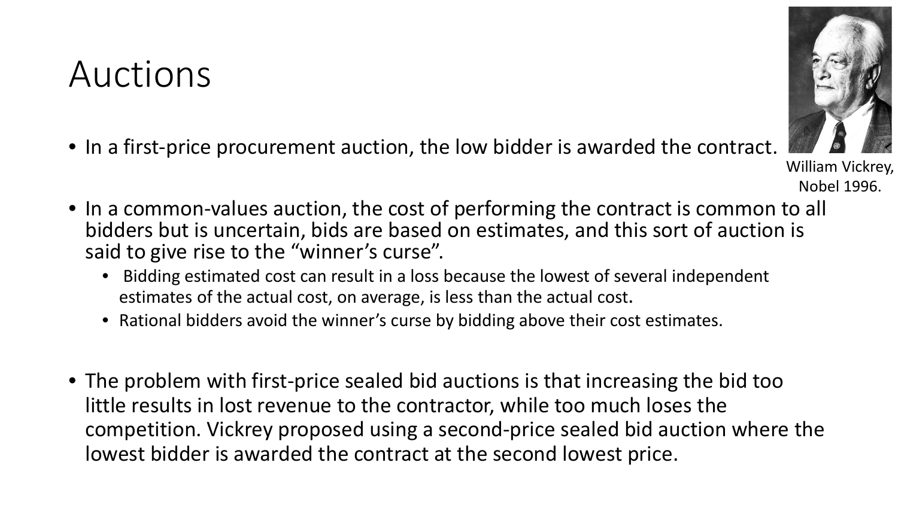# Auctions

- In a first-price procurement auction, the low bidder is awarded the contract.

William Vickrey, Nobel 1996.

- In a common-values auction, the cost of performing the contract is common to all bidders but is uncertain, bids are based on estimates, and this sort of auction is said to give rise to the "winner's curse".
  - Bidding estimated cost can result in a loss because the lowest of several independent estimates of the actual cost, on average, is less than the actual cost.
  - Rational bidders avoid the winner's curse by bidding above their cost estimates.

- The problem with first-price sealed bid auctions is that increasing the bid too little results in lost revenue to the contractor, while too much loses the competition. Vickrey proposed using a second-price sealed bid auction where the lowest bidder is awarded the contract at the second lowest price.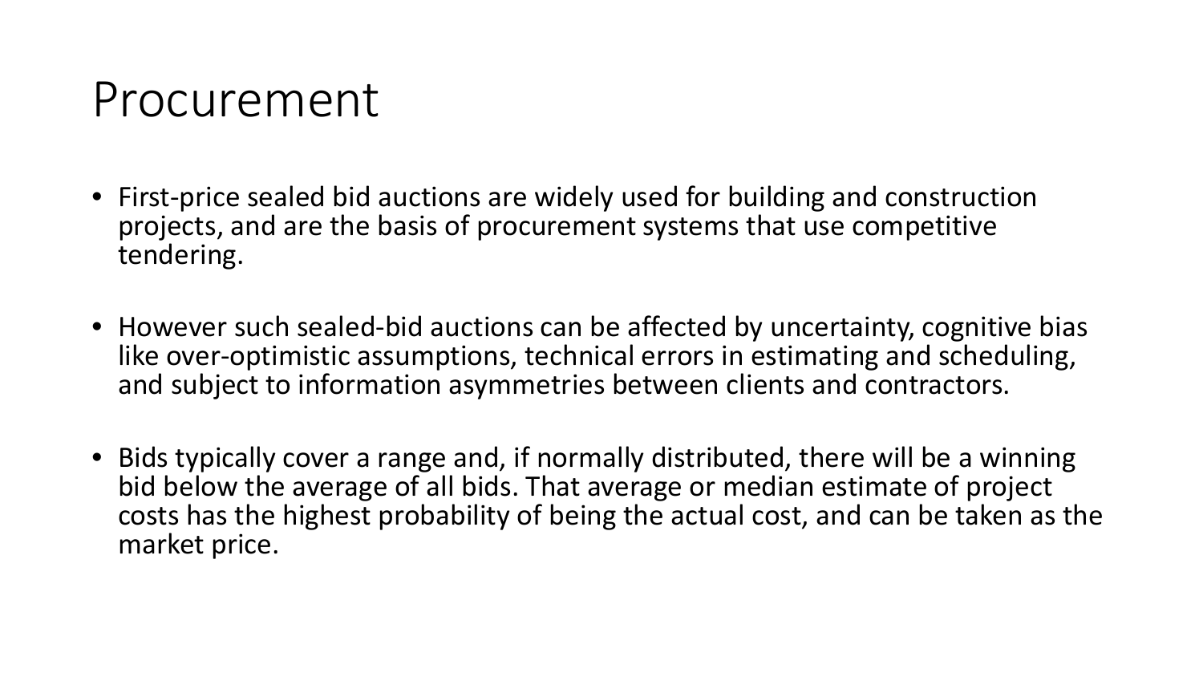# Procurement

- First-price sealed bid auctions are widely used for building and construction projects, and are the basis of procurement systems that use competitive tendering.
- However such sealed-bid auctions can be affected by uncertainty, cognitive bias like over-optimistic assumptions, technical errors in estimating and scheduling, and subject to information asymmetries between clients and contractors.
- Bids typically cover a range and, if normally distributed, there will be a winning bid below the average of all bids. That average or median estimate of project costs has the highest probability of being the actual cost, and can be taken as the market price.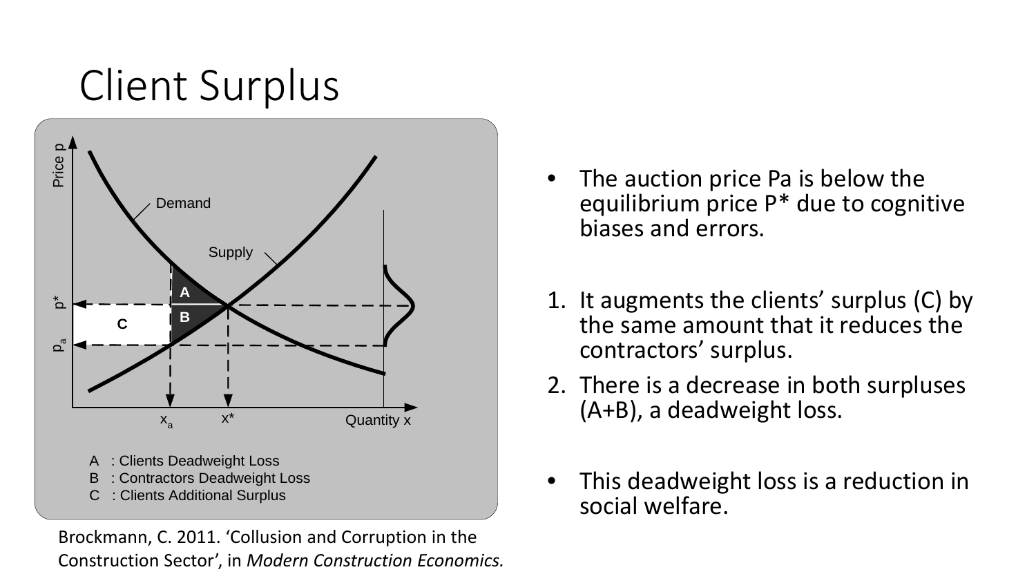# Client Surplus

A : Clients Deadweight Loss
B : Contractors Deadweight Loss
C : Clients Additional Surplus

Brockmann, C. 2011. 'Collusion and Corruption in the Construction Sector', in *Modern Construction Economics.*

- The auction price Pa is below the equilibrium price P* due to cognitive biases and errors.

1. It augments the clients' surplus (C) by the same amount that it reduces the contractors' surplus.
2. There is a decrease in both surpluses (A+B), a deadweight loss.

- This deadweight loss is a reduction in social welfare.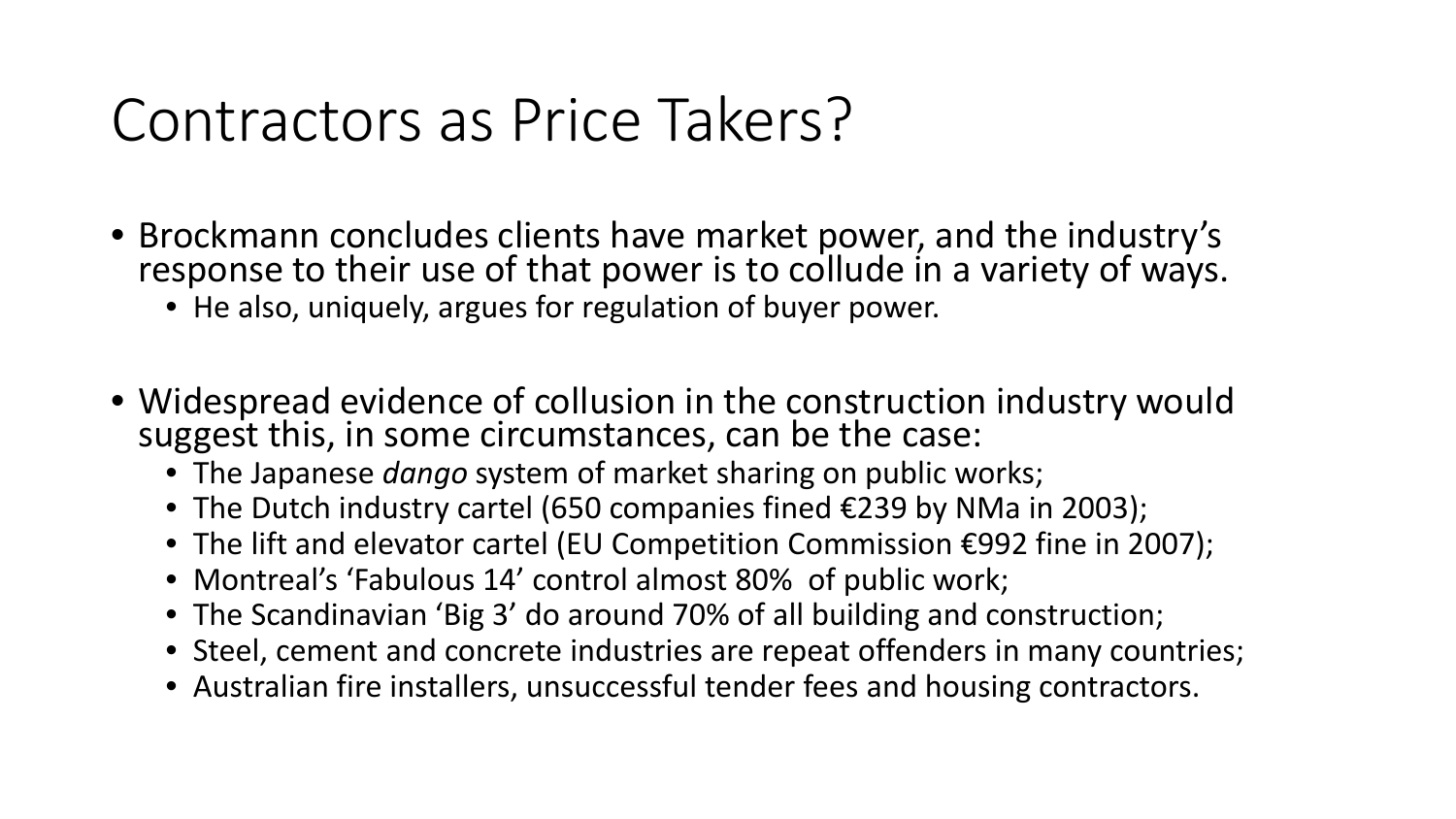# Contractors as Price Takers?

- Brockmann concludes clients have market power, and the industry's response to their use of that power is to collude in a variety of ways.
  - He also, uniquely, argues for regulation of buyer power.

- Widespread evidence of collusion in the construction industry would suggest this, in some circumstances, can be the case:
  - The Japanese *dango* system of market sharing on public works;
  - The Dutch industry cartel (650 companies fined €239 by NMa in 2003);
  - The lift and elevator cartel (EU Competition Commission €992 fine in 2007);
  - Montreal's 'Fabulous 14' control almost 80% of public work;
  - The Scandinavian 'Big 3' do around 70% of all building and construction;
  - Steel, cement and concrete industries are repeat offenders in many countries;
  - Australian fire installers, unsuccessful tender fees and housing contractors.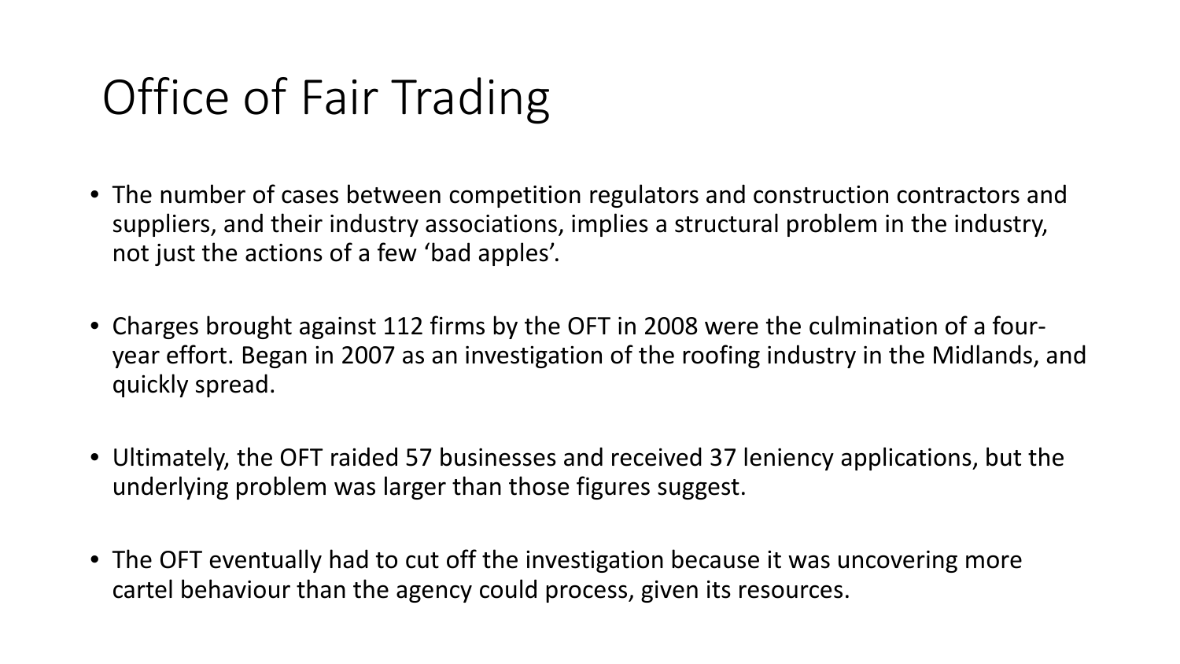# Office of Fair Trading

- The number of cases between competition regulators and construction contractors and suppliers, and their industry associations, implies a structural problem in the industry, not just the actions of a few 'bad apples'.
- Charges brought against 112 firms by the OFT in 2008 were the culmination of a four-year effort. Began in 2007 as an investigation of the roofing industry in the Midlands, and quickly spread.
- Ultimately, the OFT raided 57 businesses and received 37 leniency applications, but the underlying problem was larger than those figures suggest.
- The OFT eventually had to cut off the investigation because it was uncovering more cartel behaviour than the agency could process, given its resources.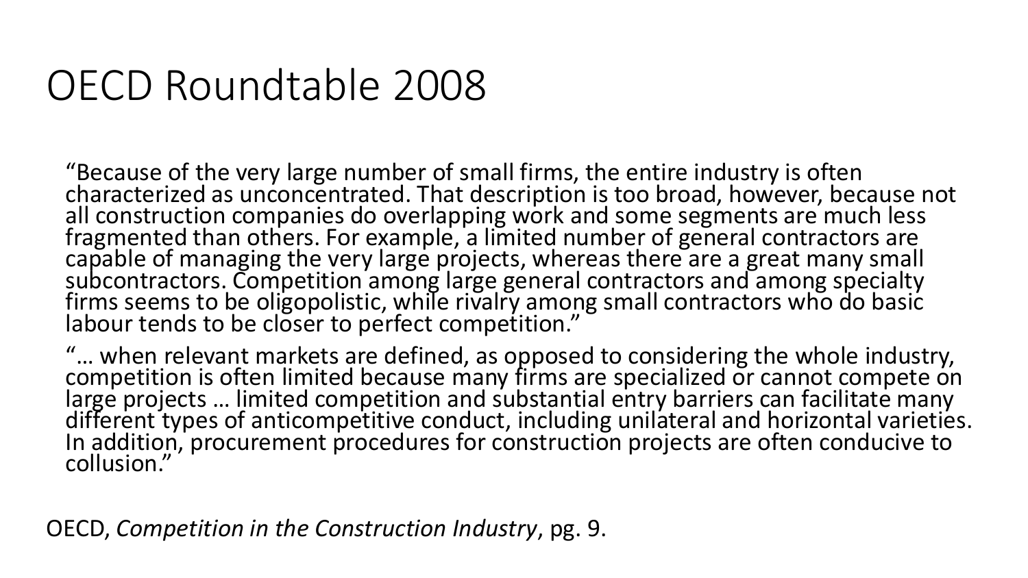# OECD Roundtable 2008

"Because of the very large number of small firms, the entire industry is often characterized as unconcentrated. That description is too broad, however, because not all construction companies do overlapping work and some segments are much less fragmented than others. For example, a limited number of general contractors are capable of managing the very large projects, whereas there are a great many small subcontractors. Competition among large general contractors and among specialty firms seems to be oligopolistic, while rivalry among small contractors who do basic labour tends to be closer to perfect competition."

"… when relevant markets are defined, as opposed to considering the whole industry, competition is often limited because many firms are specialized or cannot compete on large projects … limited competition and substantial entry barriers can facilitate many different types of anticompetitive conduct, including unilateral and horizontal varieties. In addition, procurement procedures for construction projects are often conducive to collusion."

OECD, *Competition in the Construction Industry*, pg. 9.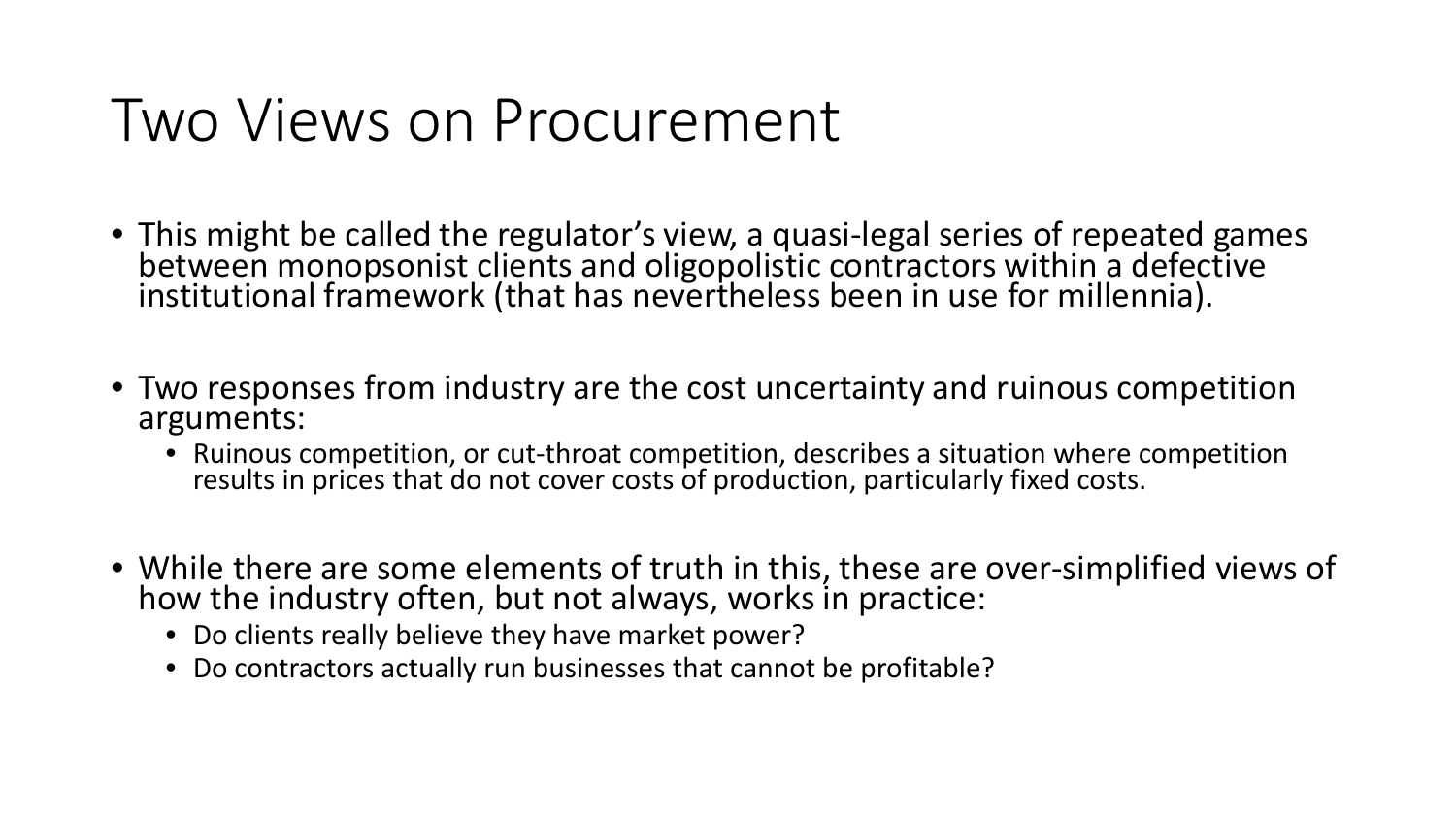# Two Views on Procurement

- This might be called the regulator's view, a quasi-legal series of repeated games between monopsonist clients and oligopolistic contractors within a defective institutional framework (that has nevertheless been in use for millennia).
- Two responses from industry are the cost uncertainty and ruinous competition arguments:
  - Ruinous competition, or cut-throat competition, describes a situation where competition results in prices that do not cover costs of production, particularly fixed costs.
- While there are some elements of truth in this, these are over-simplified views of how the industry often, but not always, works in practice:
  - Do clients really believe they have market power?
  - Do contractors actually run businesses that cannot be profitable?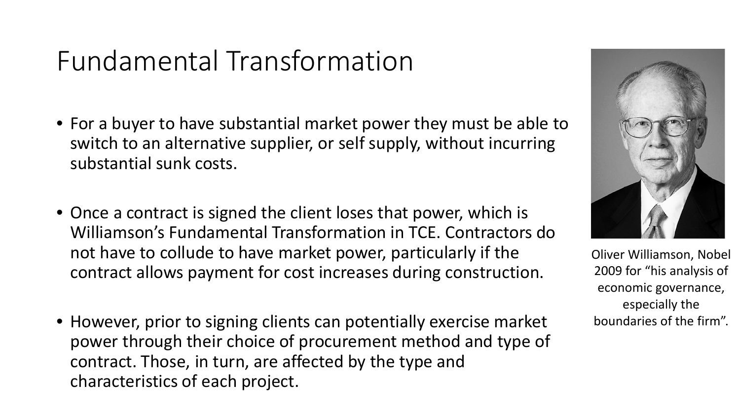# Fundamental Transformation

- For a buyer to have substantial market power they must be able to switch to an alternative supplier, or self supply, without incurring substantial sunk costs.
- Once a contract is signed the client loses that power, which is Williamson's Fundamental Transformation in TCE. Contractors do not have to collude to have market power, particularly if the contract allows payment for cost increases during construction.
- However, prior to signing clients can potentially exercise market power through their choice of procurement method and type of contract. Those, in turn, are affected by the type and characteristics of each project.

Oliver Williamson, Nobel 2009 for "his analysis of economic governance, especially the boundaries of the firm".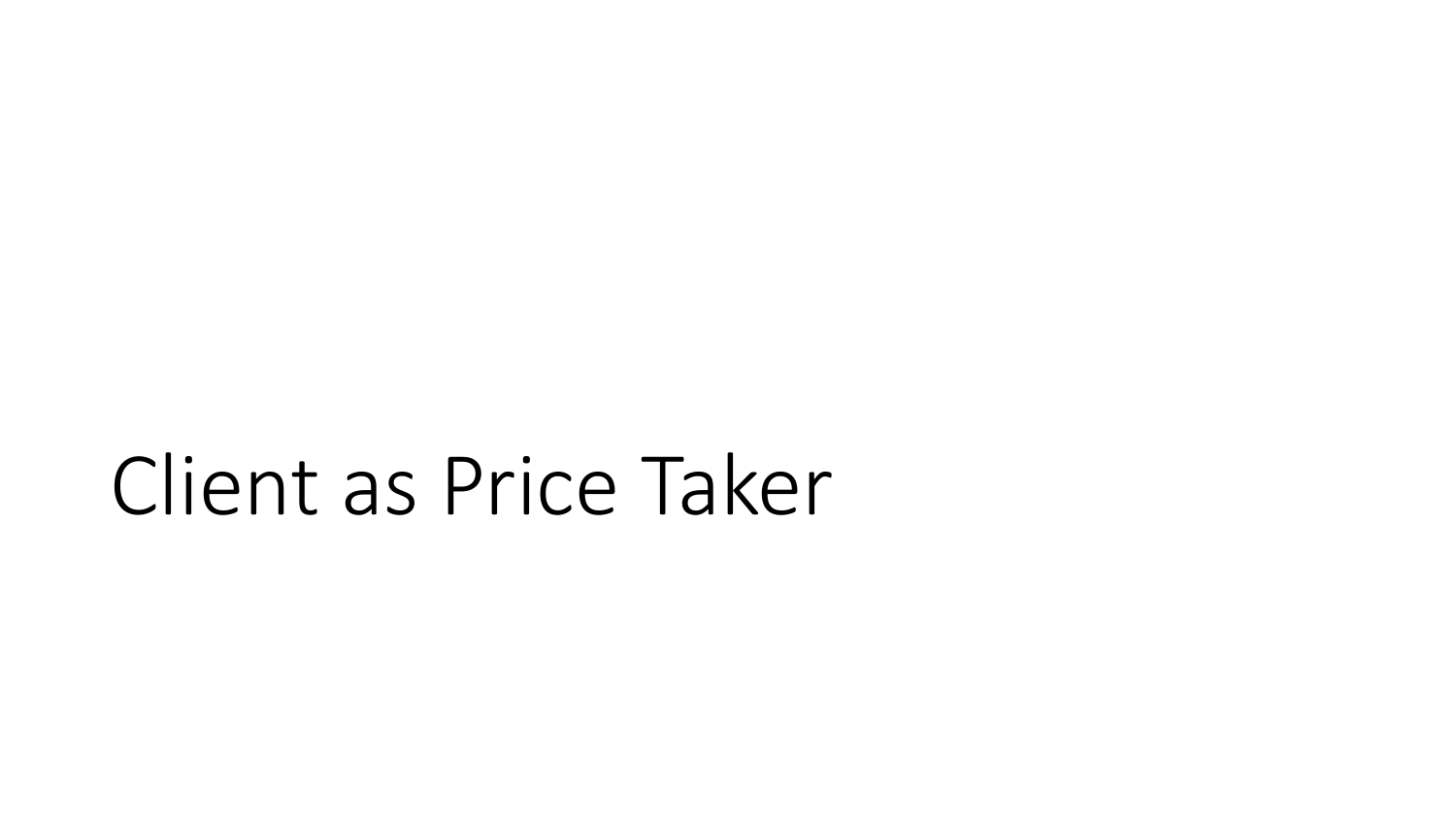# Client as Price Taker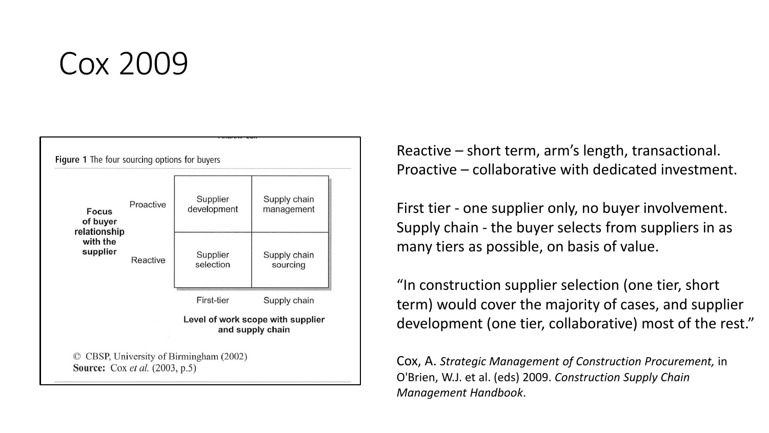# Cox 2009

**Figure 1** The four sourcing options for buyers

| Focus of buyer relationship with the supplier | | First-tier | Supply chain |
|---|---|---|---|
| | Proactive | Supplier development | Supply chain management |
| | Reactive | Supplier selection | Supply chain sourcing |

**Level of work scope with supplier and supply chain**

© CBSP, University of Birmingham (2002)
**Source:** Cox *et al.* (2003, p.5)

Reactive – short term, arm's length, transactional.
Proactive – collaborative with dedicated investment.

First tier - one supplier only, no buyer involvement.
Supply chain - the buyer selects from suppliers in as many tiers as possible, on basis of value.

"In construction supplier selection (one tier, short term) would cover the majority of cases, and supplier development (one tier, collaborative) most of the rest."

Cox, A. *Strategic Management of Construction Procurement,* in O'Brien, W.J. et al. (eds) 2009. *Construction Supply Chain Management Handbook*.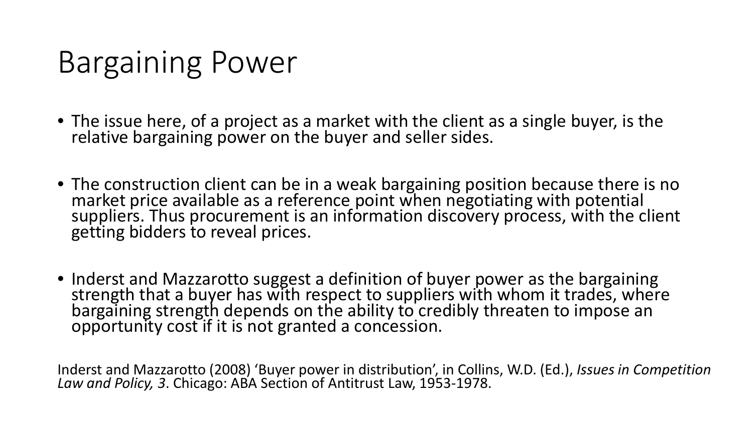# Bargaining Power

- The issue here, of a project as a market with the client as a single buyer, is the relative bargaining power on the buyer and seller sides.

- The construction client can be in a weak bargaining position because there is no market price available as a reference point when negotiating with potential suppliers. Thus procurement is an information discovery process, with the client getting bidders to reveal prices.

- Inderst and Mazzarotto suggest a definition of buyer power as the bargaining strength that a buyer has with respect to suppliers with whom it trades, where bargaining strength depends on the ability to credibly threaten to impose an opportunity cost if it is not granted a concession.

Inderst and Mazzarotto (2008) 'Buyer power in distribution', in Collins, W.D. (Ed.), *Issues in Competition Law and Policy, 3*. Chicago: ABA Section of Antitrust Law, 1953-1978.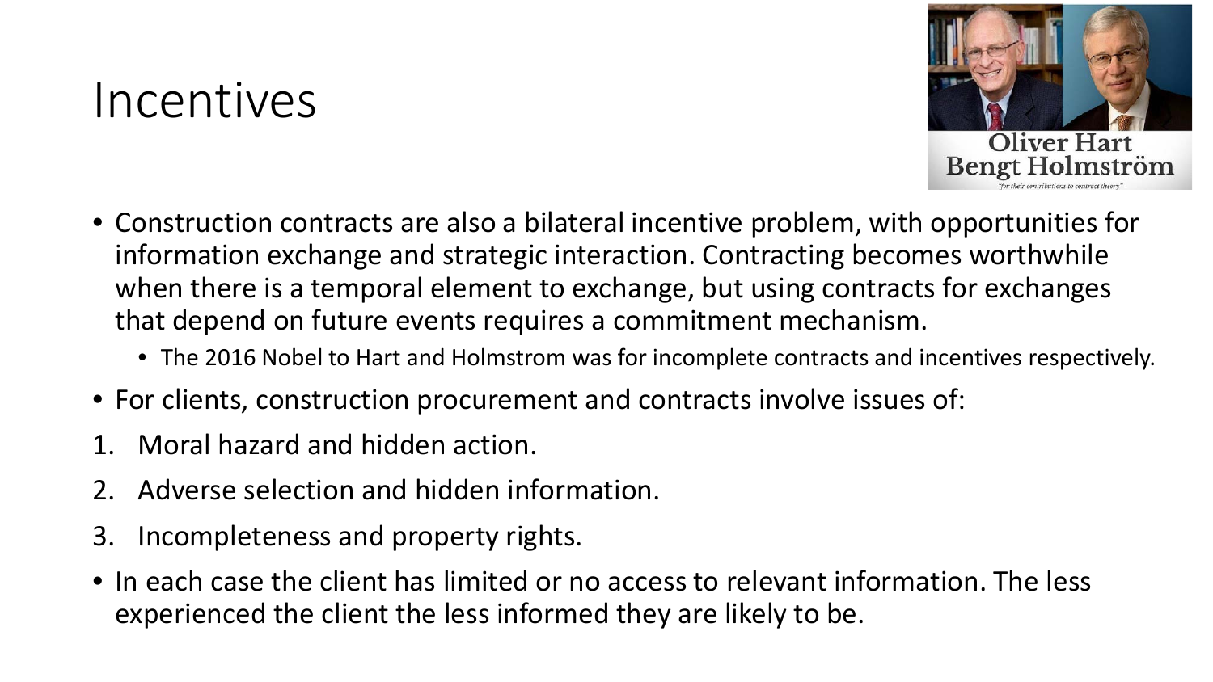# Incentives

- Construction contracts are also a bilateral incentive problem, with opportunities for information exchange and strategic interaction. Contracting becomes worthwhile when there is a temporal element to exchange, but using contracts for exchanges that depend on future events requires a commitment mechanism.
  - The 2016 Nobel to Hart and Holmstrom was for incomplete contracts and incentives respectively.
- For clients, construction procurement and contracts involve issues of:

1. Moral hazard and hidden action.
2. Adverse selection and hidden information.
3. Incompleteness and property rights.

- In each case the client has limited or no access to relevant information. The less experienced the client the less informed they are likely to be.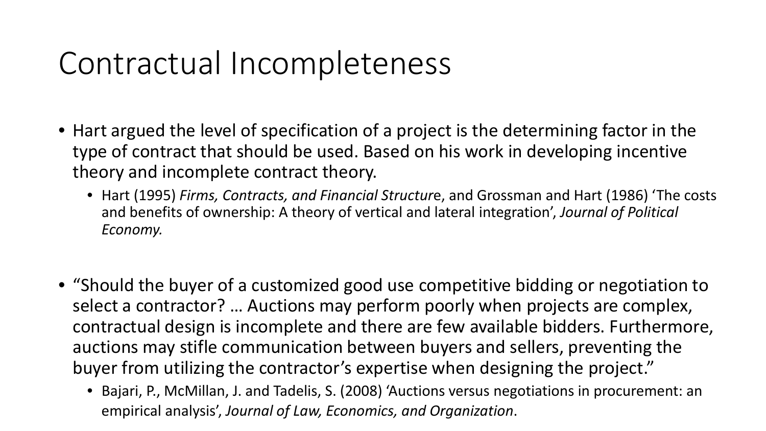# Contractual Incompleteness

- Hart argued the level of specification of a project is the determining factor in the type of contract that should be used. Based on his work in developing incentive theory and incomplete contract theory.
  - Hart (1995) *Firms, Contracts, and Financial Structure*, and Grossman and Hart (1986) 'The costs and benefits of ownership: A theory of vertical and lateral integration', *Journal of Political Economy.*

- "Should the buyer of a customized good use competitive bidding or negotiation to select a contractor? … Auctions may perform poorly when projects are complex, contractual design is incomplete and there are few available bidders. Furthermore, auctions may stifle communication between buyers and sellers, preventing the buyer from utilizing the contractor's expertise when designing the project."
  - Bajari, P., McMillan, J. and Tadelis, S. (2008) 'Auctions versus negotiations in procurement: an empirical analysis', *Journal of Law, Economics, and Organization*.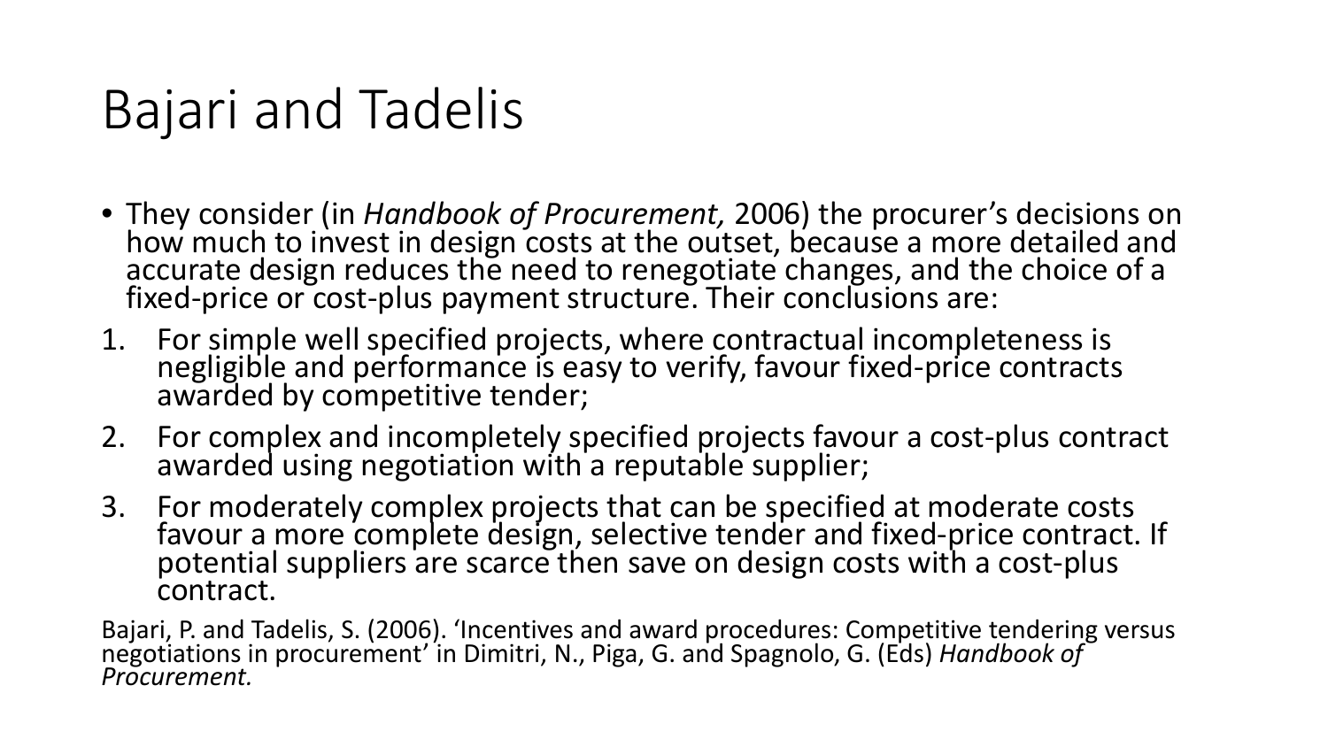# Bajari and Tadelis

- They consider (in *Handbook of Procurement,* 2006) the procurer's decisions on how much to invest in design costs at the outset, because a more detailed and accurate design reduces the need to renegotiate changes, and the choice of a fixed-price or cost-plus payment structure. Their conclusions are:

1. For simple well specified projects, where contractual incompleteness is negligible and performance is easy to verify, favour fixed-price contracts awarded by competitive tender;
2. For complex and incompletely specified projects favour a cost-plus contract awarded using negotiation with a reputable supplier;
3. For moderately complex projects that can be specified at moderate costs favour a more complete design, selective tender and fixed-price contract. If potential suppliers are scarce then save on design costs with a cost-plus contract.

Bajari, P. and Tadelis, S. (2006). 'Incentives and award procedures: Competitive tendering versus negotiations in procurement' in Dimitri, N., Piga, G. and Spagnolo, G. (Eds) *Handbook of Procurement.*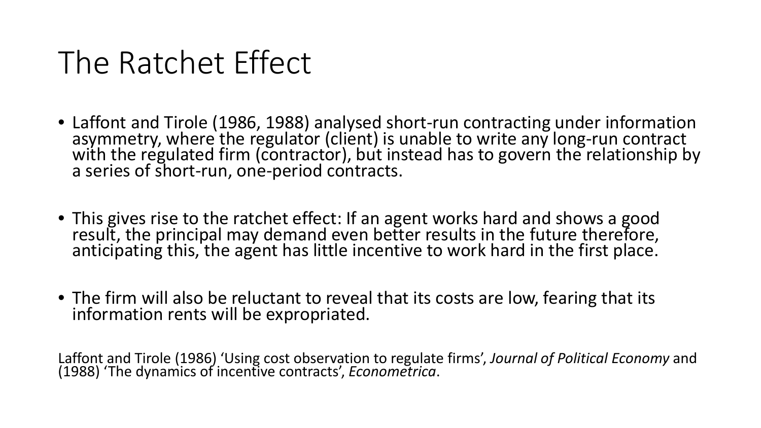# The Ratchet Effect

- Laffont and Tirole (1986, 1988) analysed short-run contracting under information asymmetry, where the regulator (client) is unable to write any long-run contract with the regulated firm (contractor), but instead has to govern the relationship by a series of short-run, one-period contracts.

- This gives rise to the ratchet effect: If an agent works hard and shows a good result, the principal may demand even better results in the future therefore, anticipating this, the agent has little incentive to work hard in the first place.

- The firm will also be reluctant to reveal that its costs are low, fearing that its information rents will be expropriated.

Laffont and Tirole (1986) 'Using cost observation to regulate firms', *Journal of Political Economy* and (1988) 'The dynamics of incentive contracts', *Econometrica*.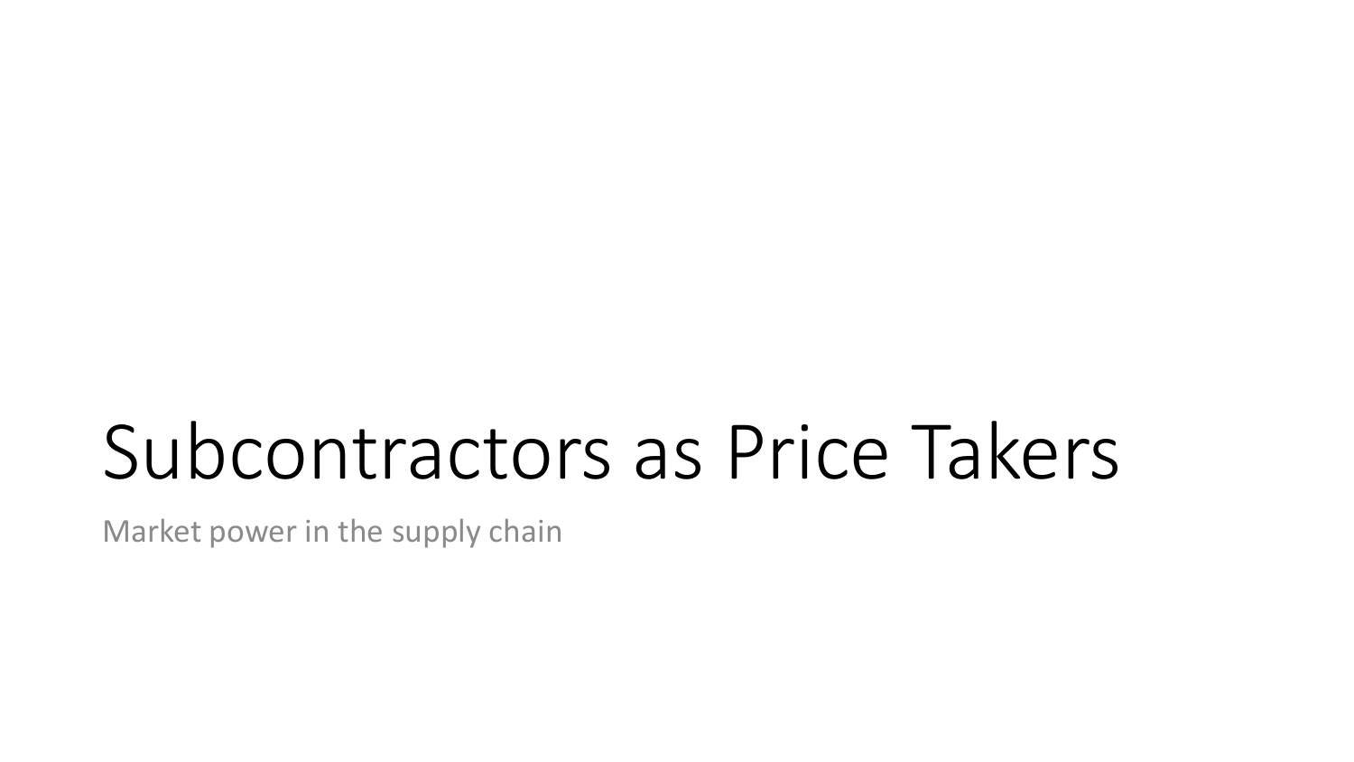# Subcontractors as Price Takers

Market power in the supply chain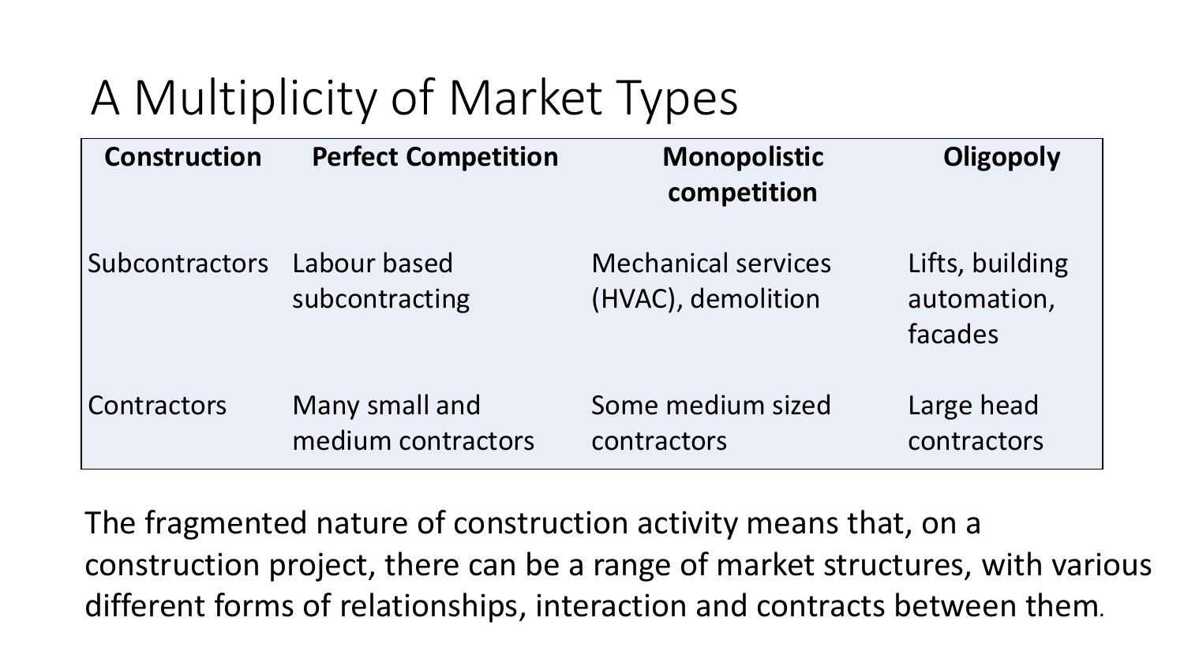# A Multiplicity of Market Types

| Construction | Perfect Competition | Monopolistic competition | Oligopoly |
|---|---|---|---|
| Subcontractors | Labour based subcontracting | Mechanical services (HVAC), demolition | Lifts, building automation, facades |
| Contractors | Many small and medium contractors | Some medium sized contractors | Large head contractors |

The fragmented nature of construction activity means that, on a construction project, there can be a range of market structures, with various different forms of relationships, interaction and contracts between them.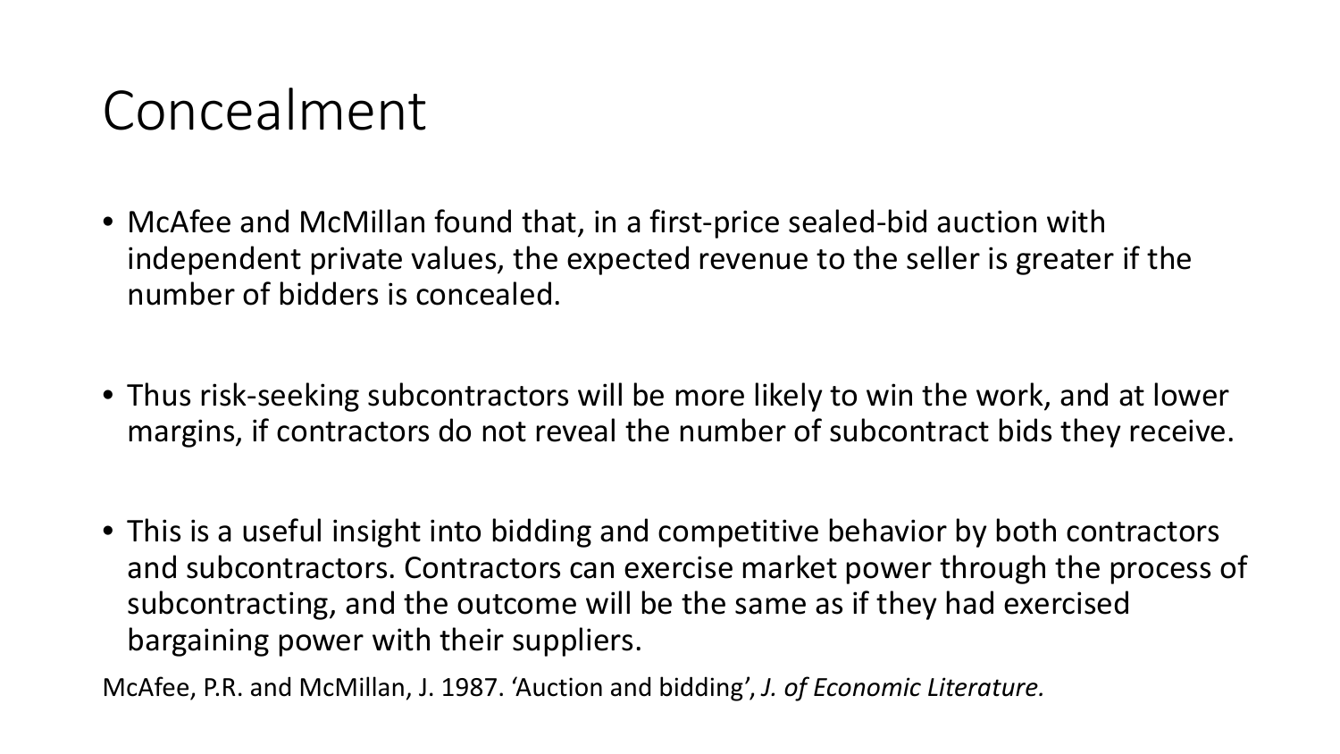# Concealment

- McAfee and McMillan found that, in a first-price sealed-bid auction with independent private values, the expected revenue to the seller is greater if the number of bidders is concealed.

- Thus risk-seeking subcontractors will be more likely to win the work, and at lower margins, if contractors do not reveal the number of subcontract bids they receive.

- This is a useful insight into bidding and competitive behavior by both contractors and subcontractors. Contractors can exercise market power through the process of subcontracting, and the outcome will be the same as if they had exercised bargaining power with their suppliers.

McAfee, P.R. and McMillan, J. 1987. 'Auction and bidding', *J. of Economic Literature.*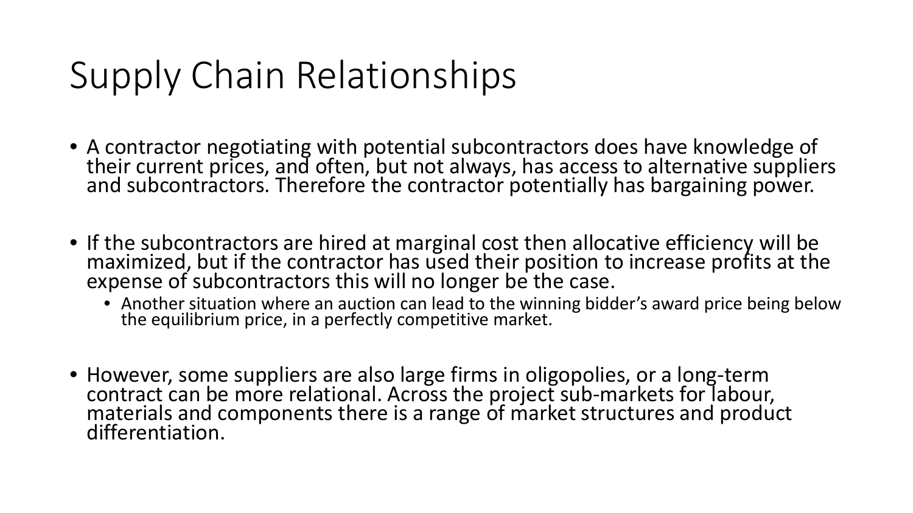# Supply Chain Relationships

- A contractor negotiating with potential subcontractors does have knowledge of their current prices, and often, but not always, has access to alternative suppliers and subcontractors. Therefore the contractor potentially has bargaining power.
- If the subcontractors are hired at marginal cost then allocative efficiency will be maximized, but if the contractor has used their position to increase profits at the expense of subcontractors this will no longer be the case.
  - Another situation where an auction can lead to the winning bidder's award price being below the equilibrium price, in a perfectly competitive market.
- However, some suppliers are also large firms in oligopolies, or a long-term contract can be more relational. Across the project sub-markets for labour, materials and components there is a range of market structures and product differentiation.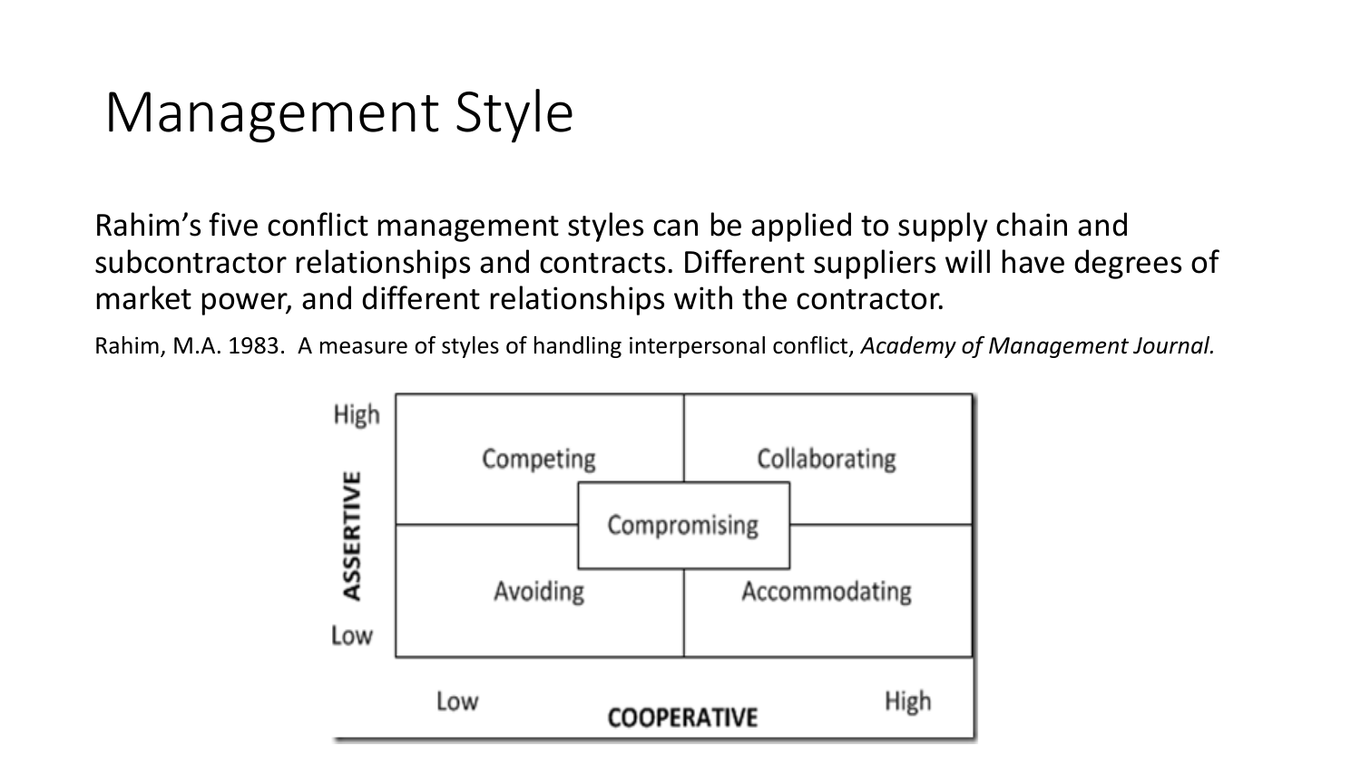# Management Style

Rahim's five conflict management styles can be applied to supply chain and subcontractor relationships and contracts. Different suppliers will have degrees of market power, and different relationships with the contractor.

Rahim, M.A. 1983. A measure of styles of handling interpersonal conflict, *Academy of Management Journal.*

| ASSERTIVE | Low COOPERATIVE | High COOPERATIVE |
|---|---|---|
| High | Competing | Collaborating |
| | Compromising (centre) | |
| Low | Avoiding | Accommodating |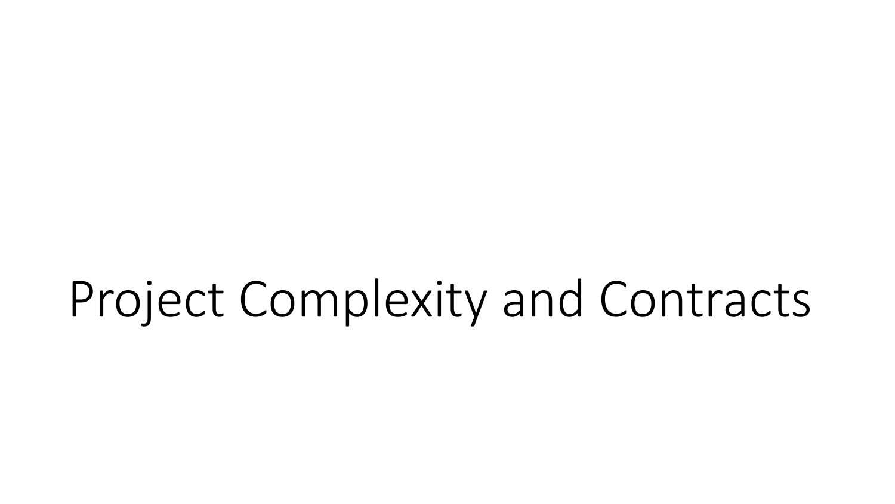# Project Complexity and Contracts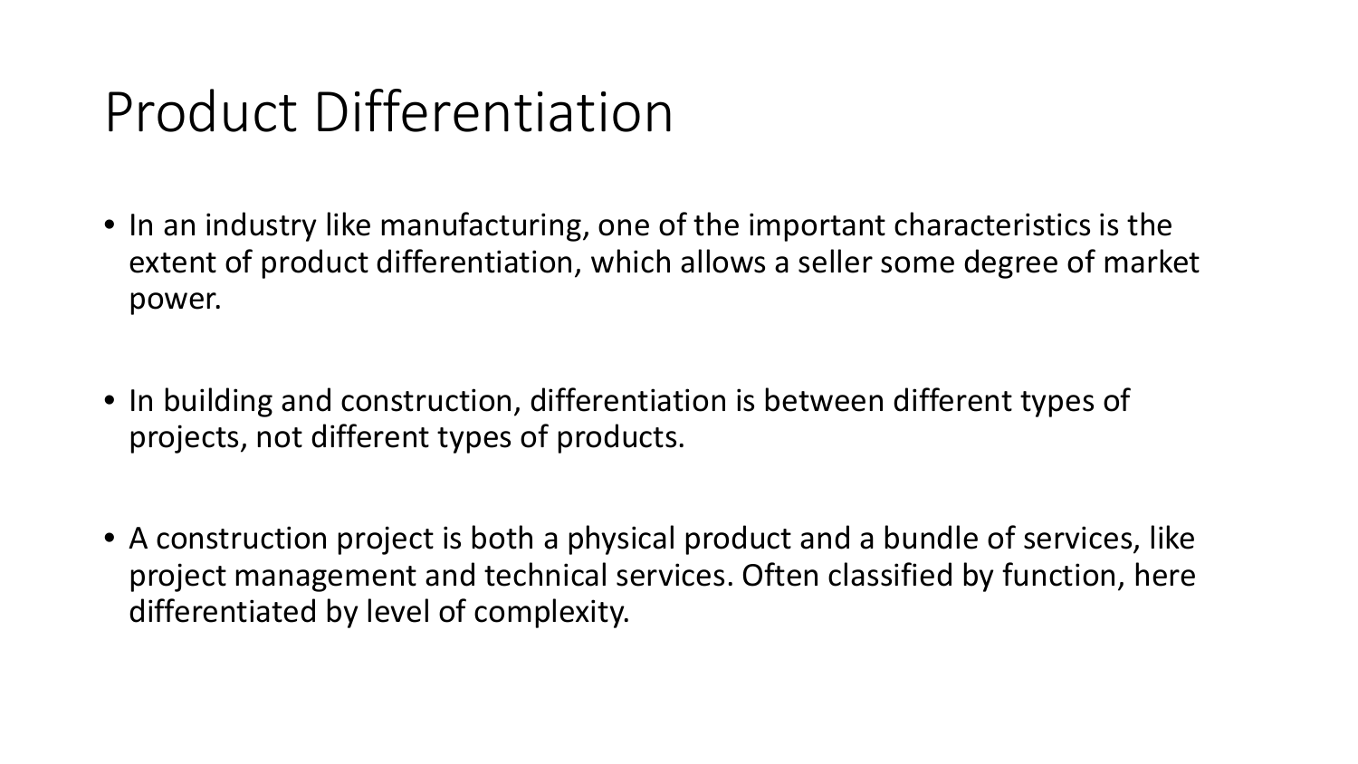# Product Differentiation

- In an industry like manufacturing, one of the important characteristics is the extent of product differentiation, which allows a seller some degree of market power.

- In building and construction, differentiation is between different types of projects, not different types of products.

- A construction project is both a physical product and a bundle of services, like project management and technical services. Often classified by function, here differentiated by level of complexity.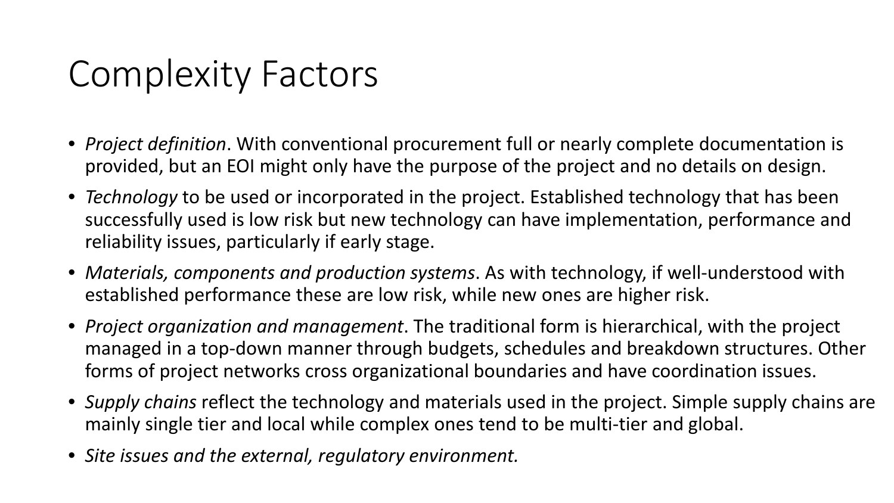# Complexity Factors

- *Project definition*. With conventional procurement full or nearly complete documentation is provided, but an EOI might only have the purpose of the project and no details on design.
- *Technology* to be used or incorporated in the project. Established technology that has been successfully used is low risk but new technology can have implementation, performance and reliability issues, particularly if early stage.
- *Materials, components and production systems*. As with technology, if well-understood with established performance these are low risk, while new ones are higher risk.
- *Project organization and management*. The traditional form is hierarchical, with the project managed in a top-down manner through budgets, schedules and breakdown structures. Other forms of project networks cross organizational boundaries and have coordination issues.
- *Supply chains* reflect the technology and materials used in the project. Simple supply chains are mainly single tier and local while complex ones tend to be multi-tier and global.
- *Site issues and the external, regulatory environment.*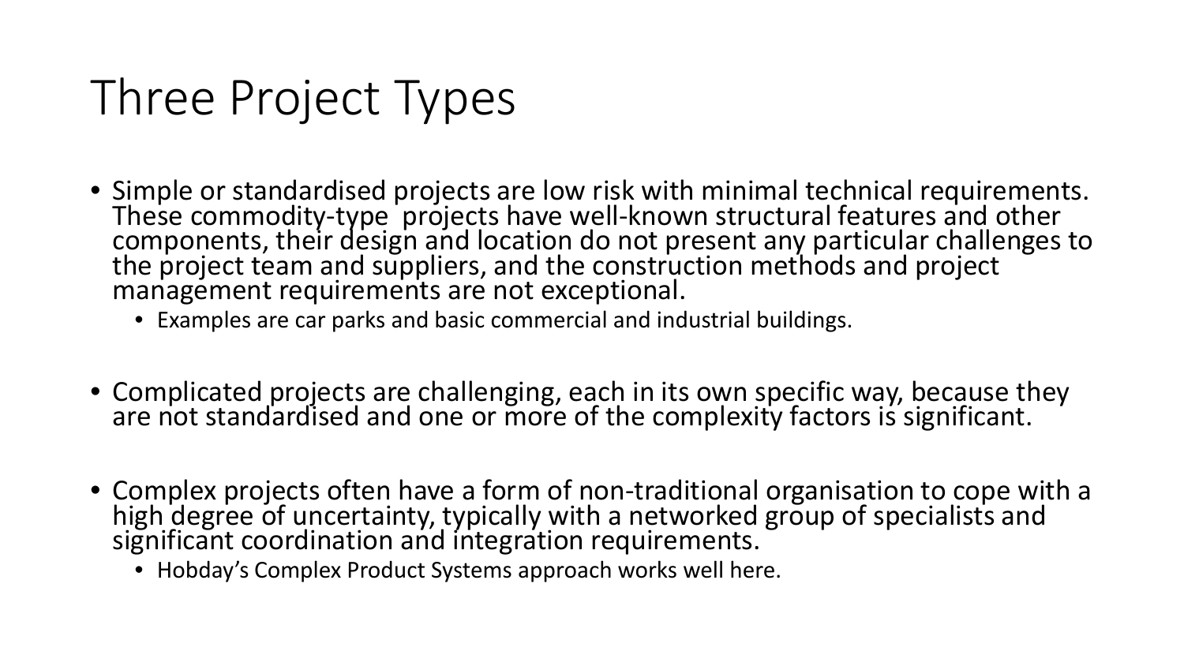# Three Project Types

- Simple or standardised projects are low risk with minimal technical requirements. These commodity-type projects have well-known structural features and other components, their design and location do not present any particular challenges to the project team and suppliers, and the construction methods and project management requirements are not exceptional.
  - Examples are car parks and basic commercial and industrial buildings.
- Complicated projects are challenging, each in its own specific way, because they are not standardised and one or more of the complexity factors is significant.
- Complex projects often have a form of non-traditional organisation to cope with a high degree of uncertainty, typically with a networked group of specialists and significant coordination and integration requirements.
  - Hobday's Complex Product Systems approach works well here.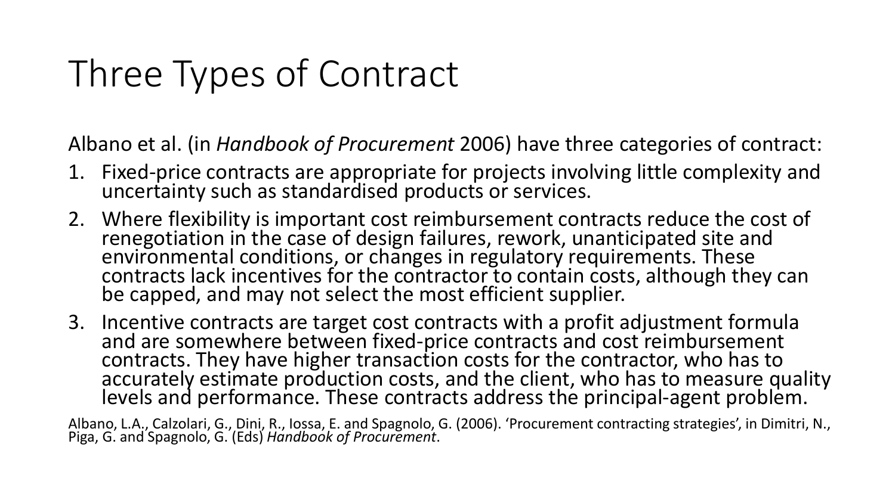# Three Types of Contract

Albano et al. (in *Handbook of Procurement* 2006) have three categories of contract:

1. Fixed-price contracts are appropriate for projects involving little complexity and uncertainty such as standardised products or services.
2. Where flexibility is important cost reimbursement contracts reduce the cost of renegotiation in the case of design failures, rework, unanticipated site and environmental conditions, or changes in regulatory requirements. These contracts lack incentives for the contractor to contain costs, although they can be capped, and may not select the most efficient supplier.
3. Incentive contracts are target cost contracts with a profit adjustment formula and are somewhere between fixed-price contracts and cost reimbursement contracts. They have higher transaction costs for the contractor, who has to accurately estimate production costs, and the client, who has to measure quality levels and performance. These contracts address the principal-agent problem.

Albano, L.A., Calzolari, G., Dini, R., Iossa, E. and Spagnolo, G. (2006). 'Procurement contracting strategies', in Dimitri, N., Piga, G. and Spagnolo, G. (Eds) *Handbook of Procurement*.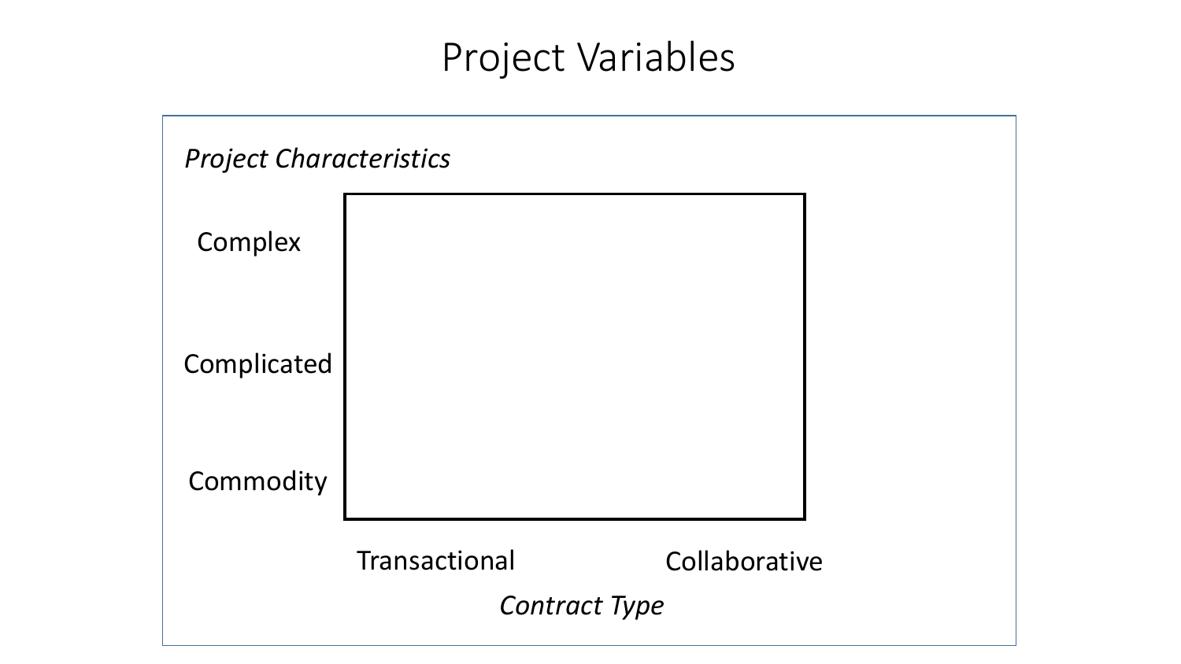# Project Variables

*Project Characteristics*

Complex

Complicated

Commodity

Transactional

Collaborative

*Contract Type*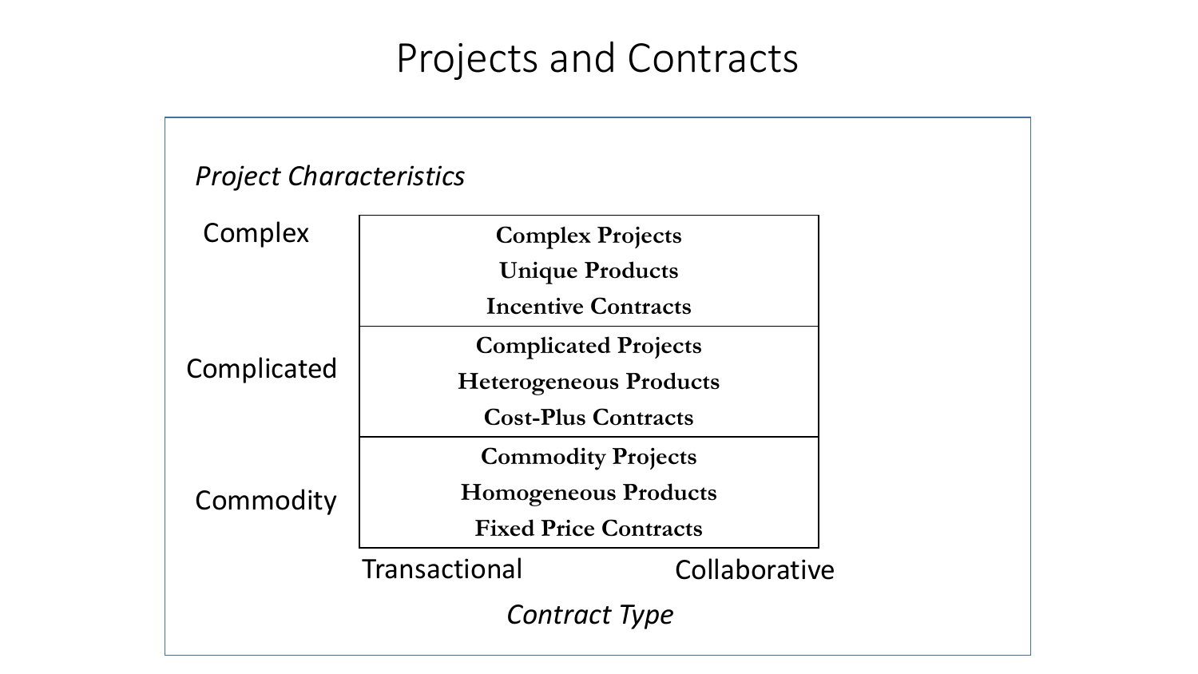# Projects and Contracts

*Project Characteristics*

| Project Characteristics | Contract Type |
|---|---|
| Complex | **Complex Projects**<br>**Unique Products**<br>**Incentive Contracts** |
| Complicated | **Complicated Projects**<br>**Heterogeneous Products**<br>**Cost-Plus Contracts** |
| Commodity | **Commodity Projects**<br>**Homogeneous Products**<br>**Fixed Price Contracts** |

Transactional — Collaborative

*Contract Type*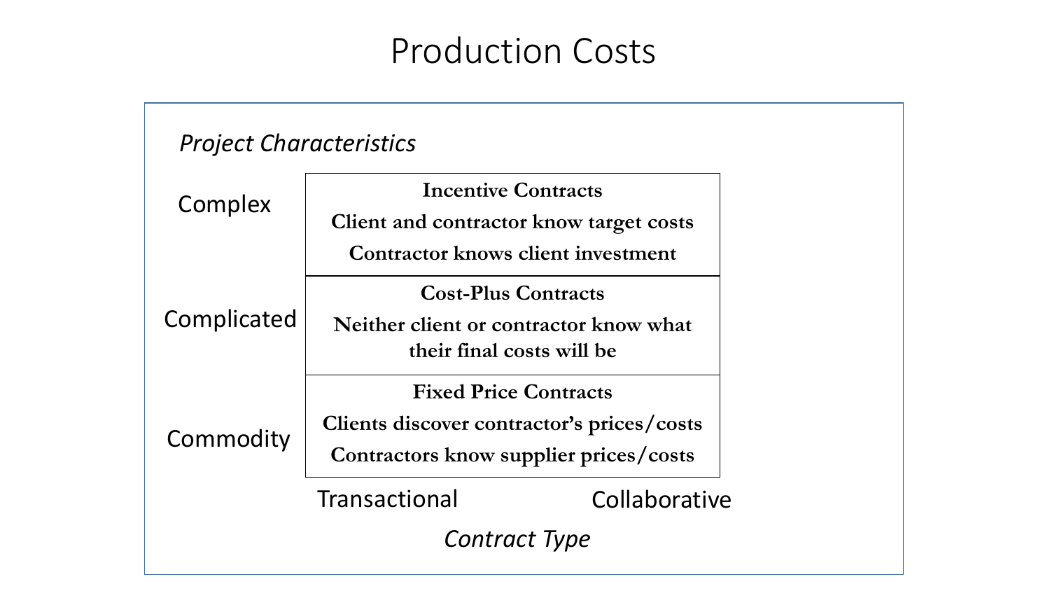# Production Costs

*Project Characteristics*

| | |
|---|---|
| Complex | **Incentive Contracts**<br>**Client and contractor know target costs**<br>**Contractor knows client investment** |
| Complicated | **Cost-Plus Contracts**<br>**Neither client or contractor know what their final costs will be** |
| Commodity | **Fixed Price Contracts**<br>**Clients discover contractor's prices/costs**<br>**Contractors know supplier prices/costs** |

Transactional — Collaborative

*Contract Type*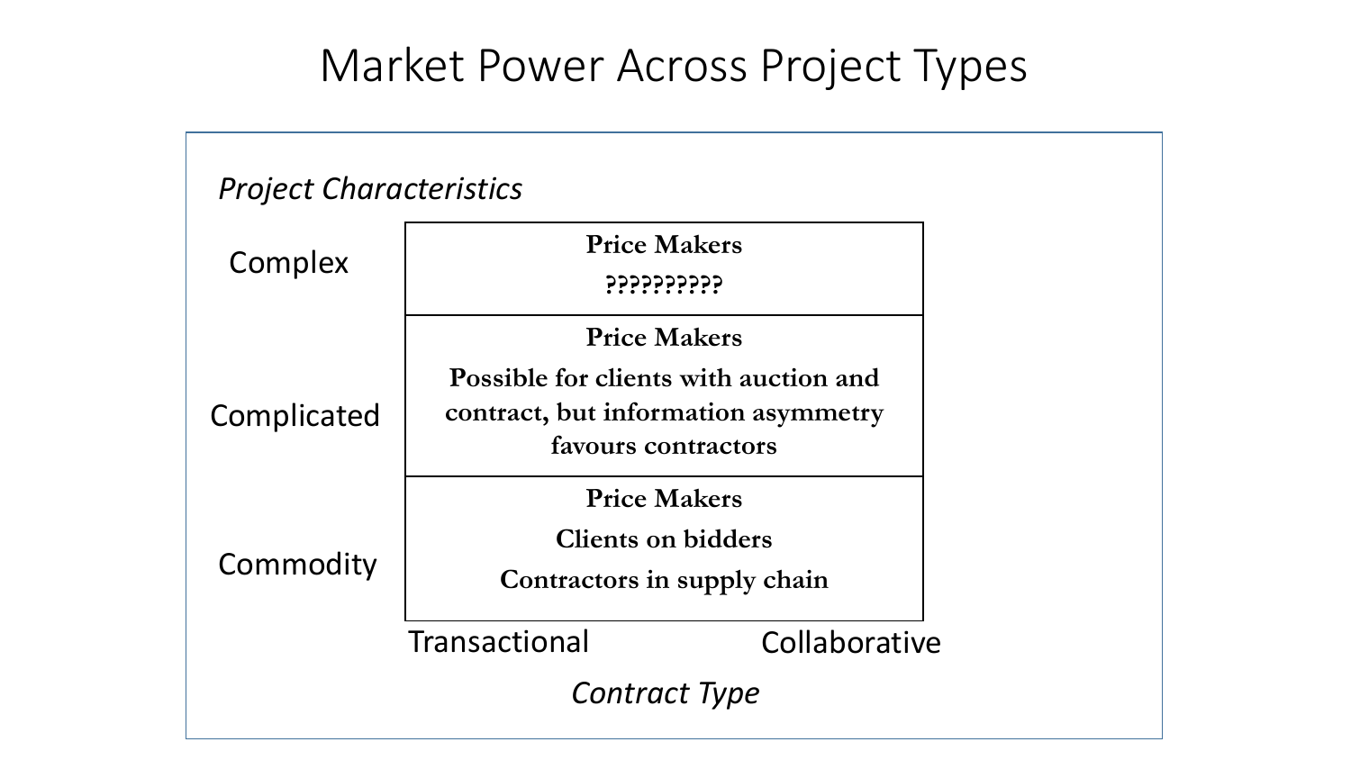# Market Power Across Project Types

*Project Characteristics*

| | Transactional → Collaborative (*Contract Type*) |
|---|---|
| Complex | **Price Makers**<br>**??????????** |
| Complicated | **Price Makers**<br>**Possible for clients with auction and contract, but information asymmetry favours contractors** |
| Commodity | **Price Makers**<br>**Clients on bidders**<br>**Contractors in supply chain** |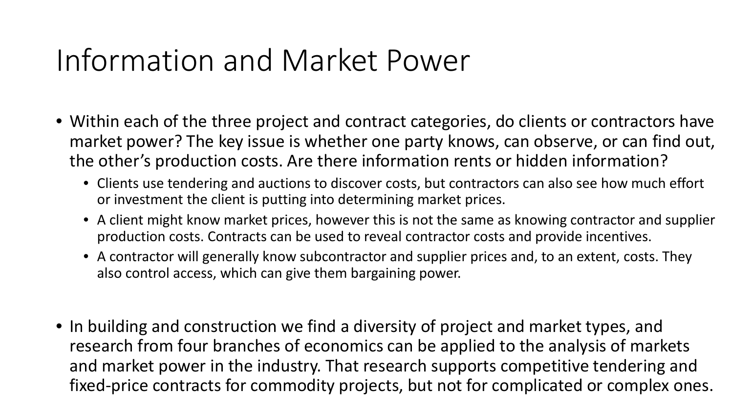# Information and Market Power

- Within each of the three project and contract categories, do clients or contractors have market power? The key issue is whether one party knows, can observe, or can find out, the other's production costs. Are there information rents or hidden information?
  - Clients use tendering and auctions to discover costs, but contractors can also see how much effort or investment the client is putting into determining market prices.
  - A client might know market prices, however this is not the same as knowing contractor and supplier production costs. Contracts can be used to reveal contractor costs and provide incentives.
  - A contractor will generally know subcontractor and supplier prices and, to an extent, costs. They also control access, which can give them bargaining power.

- In building and construction we find a diversity of project and market types, and research from four branches of economics can be applied to the analysis of markets and market power in the industry. That research supports competitive tendering and fixed-price contracts for commodity projects, but not for complicated or complex ones.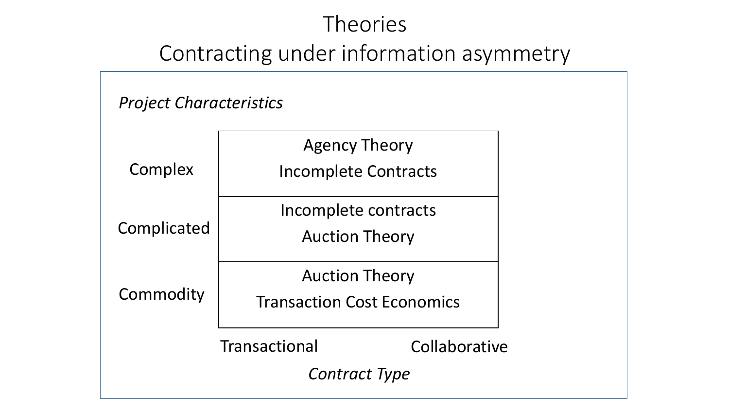# Theories

## Contracting under information asymmetry

*Project Characteristics*

| | Transactional → Collaborative |
|---|---|
| Complex | Agency Theory<br>Incomplete Contracts |
| Complicated | Incomplete contracts<br>Auction Theory |
| Commodity | Auction Theory<br>Transaction Cost Economics |

Transactional — Collaborative

*Contract Type*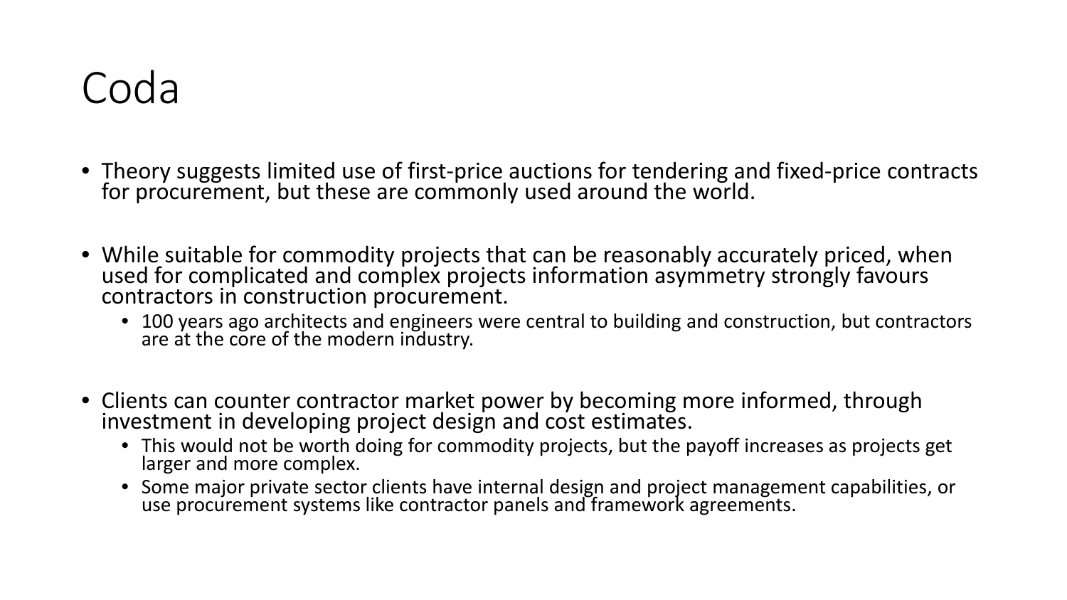# Coda

- Theory suggests limited use of first-price auctions for tendering and fixed-price contracts for procurement, but these are commonly used around the world.

- While suitable for commodity projects that can be reasonably accurately priced, when used for complicated and complex projects information asymmetry strongly favours contractors in construction procurement.
  - 100 years ago architects and engineers were central to building and construction, but contractors are at the core of the modern industry.

- Clients can counter contractor market power by becoming more informed, through investment in developing project design and cost estimates.
  - This would not be worth doing for commodity projects, but the payoff increases as projects get larger and more complex.
  - Some major private sector clients have internal design and project management capabilities, or use procurement systems like contractor panels and framework agreements.